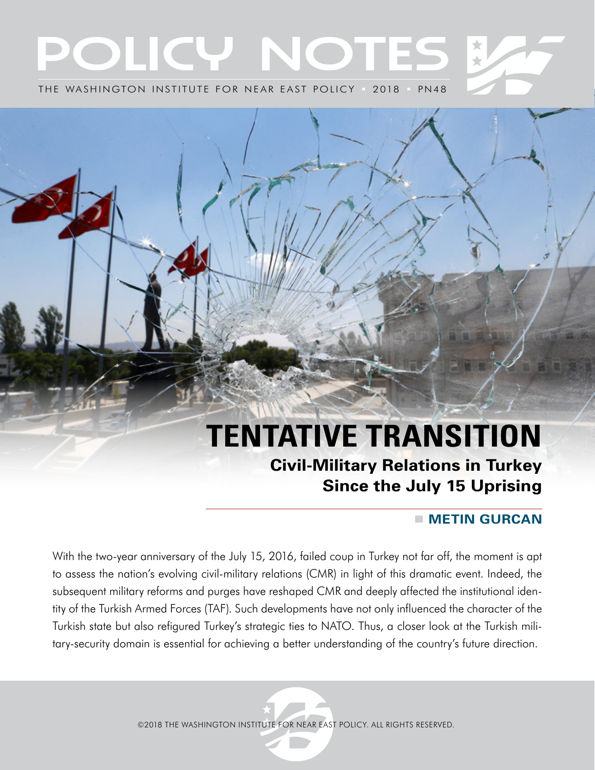# POLICY NOTES

THE WASHINGTON INSTITUTE FOR NEAR EAST POLICY ▪ 2018 ▪ PN48

# TENTATIVE TRANSITION

## Civil-Military Relations in Turkey Since the July 15 Uprising

**METIN GURCAN**

With the two-year anniversary of the July 15, 2016, failed coup in Turkey not far off, the moment is apt to assess the nation's evolving civil-military relations (CMR) in light of this dramatic event. Indeed, the subsequent military reforms and purges have reshaped CMR and deeply affected the institutional identity of the Turkish Armed Forces (TAF). Such developments have not only influenced the character of the Turkish state but also refigured Turkey's strategic ties to NATO. Thus, a closer look at the Turkish military-security domain is essential for achieving a better understanding of the country's future direction.

©2018 THE WASHINGTON INSTITUTE FOR NEAR EAST POLICY. ALL RIGHTS RESERVED.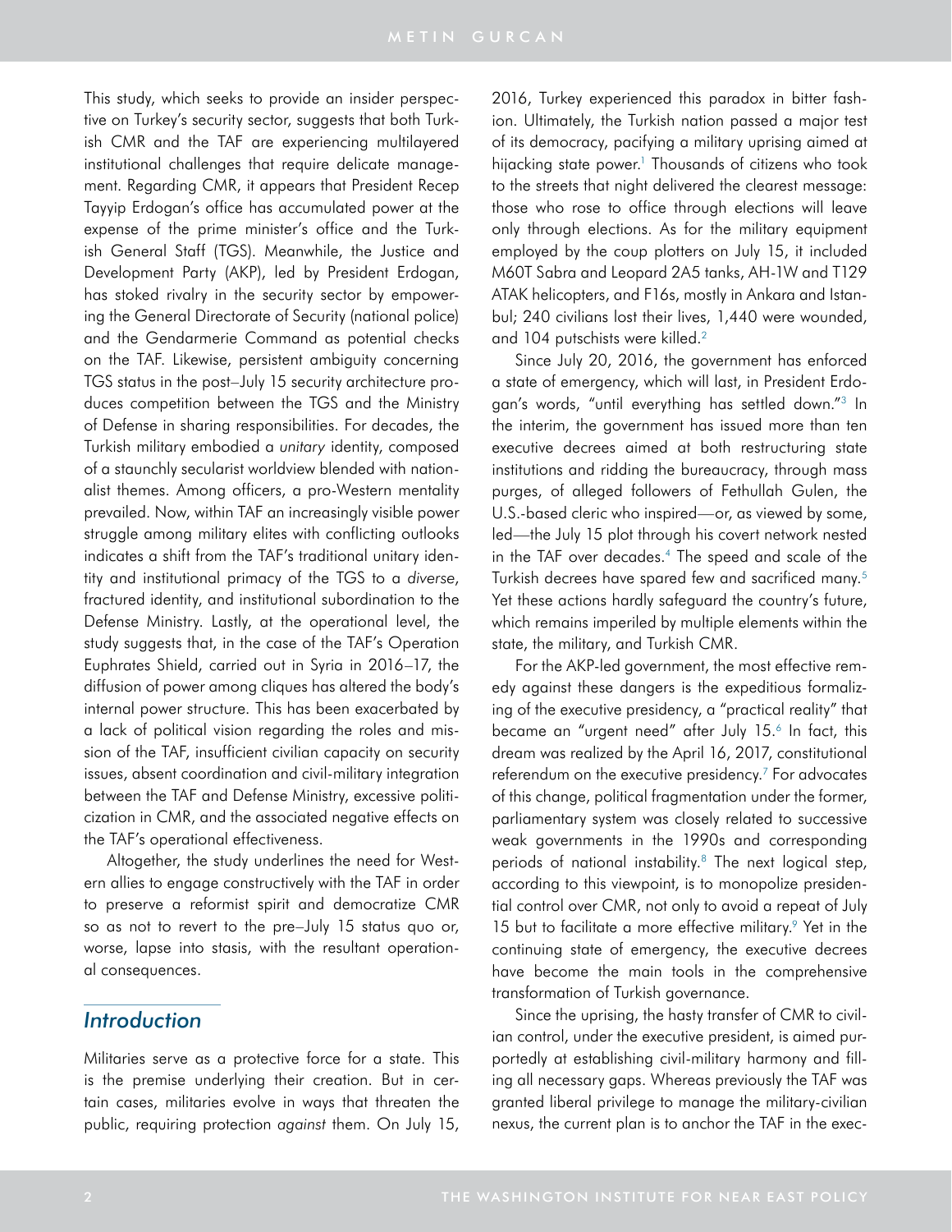This study, which seeks to provide an insider perspective on Turkey's security sector, suggests that both Turkish CMR and the TAF are experiencing multilayered institutional challenges that require delicate management. Regarding CMR, it appears that President Recep Tayyip Erdogan's office has accumulated power at the expense of the prime minister's office and the Turkish General Staff (TGS). Meanwhile, the Justice and Development Party (AKP), led by President Erdogan, has stoked rivalry in the security sector by empowering the General Directorate of Security (national police) and the Gendarmerie Command as potential checks on the TAF. Likewise, persistent ambiguity concerning TGS status in the post–July 15 security architecture produces competition between the TGS and the Ministry of Defense in sharing responsibilities. For decades, the Turkish military embodied a *unitary* identity, composed of a staunchly secularist worldview blended with nationalist themes. Among officers, a pro-Western mentality prevailed. Now, within TAF an increasingly visible power struggle among military elites with conflicting outlooks indicates a shift from the TAF's traditional unitary identity and institutional primacy of the TGS to a *diverse*, fractured identity, and institutional subordination to the Defense Ministry. Lastly, at the operational level, the study suggests that, in the case of the TAF's Operation Euphrates Shield, carried out in Syria in 2016–17, the diffusion of power among cliques has altered the body's internal power structure. This has been exacerbated by a lack of political vision regarding the roles and mission of the TAF, insufficient civilian capacity on security issues, absent coordination and civil-military integration between the TAF and Defense Ministry, excessive politicization in CMR, and the associated negative effects on the TAF's operational effectiveness.

Altogether, the study underlines the need for Western allies to engage constructively with the TAF in order to preserve a reformist spirit and democratize CMR so as not to revert to the pre–July 15 status quo or, worse, lapse into stasis, with the resultant operational consequences.

## Introduction

Militaries serve as a protective force for a state. This is the premise underlying their creation. But in certain cases, militaries evolve in ways that threaten the public, requiring protection *against* them. On July 15, 2016, Turkey experienced this paradox in bitter fashion. Ultimately, the Turkish nation passed a major test of its democracy, pacifying a military uprising aimed at hijacking state power.[1] Thousands of citizens who took to the streets that night delivered the clearest message: those who rose to office through elections will leave only through elections. As for the military equipment employed by the coup plotters on July 15, it included M60T Sabra and Leopard 2A5 tanks, AH-1W and T129 ATAK helicopters, and F16s, mostly in Ankara and Istanbul; 240 civilians lost their lives, 1,440 were wounded, and 104 putschists were killed.[2]

Since July 20, 2016, the government has enforced a state of emergency, which will last, in President Erdogan's words, "until everything has settled down."[3] In the interim, the government has issued more than ten executive decrees aimed at both restructuring state institutions and ridding the bureaucracy, through mass purges, of alleged followers of Fethullah Gulen, the U.S.-based cleric who inspired—or, as viewed by some, led—the July 15 plot through his covert network nested in the TAF over decades.[4] The speed and scale of the Turkish decrees have spared few and sacrificed many.[5] Yet these actions hardly safeguard the country's future, which remains imperiled by multiple elements within the state, the military, and Turkish CMR.

For the AKP-led government, the most effective remedy against these dangers is the expeditious formalizing of the executive presidency, a "practical reality" that became an "urgent need" after July 15.[6] In fact, this dream was realized by the April 16, 2017, constitutional referendum on the executive presidency.[7] For advocates of this change, political fragmentation under the former, parliamentary system was closely related to successive weak governments in the 1990s and corresponding periods of national instability.[8] The next logical step, according to this viewpoint, is to monopolize presidential control over CMR, not only to avoid a repeat of July 15 but to facilitate a more effective military.[9] Yet in the continuing state of emergency, the executive decrees have become the main tools in the comprehensive transformation of Turkish governance.

Since the uprising, the hasty transfer of CMR to civilian control, under the executive president, is aimed purportedly at establishing civil-military harmony and filling all necessary gaps. Whereas previously the TAF was granted liberal privilege to manage the military-civilian nexus, the current plan is to anchor the TAF in the exec-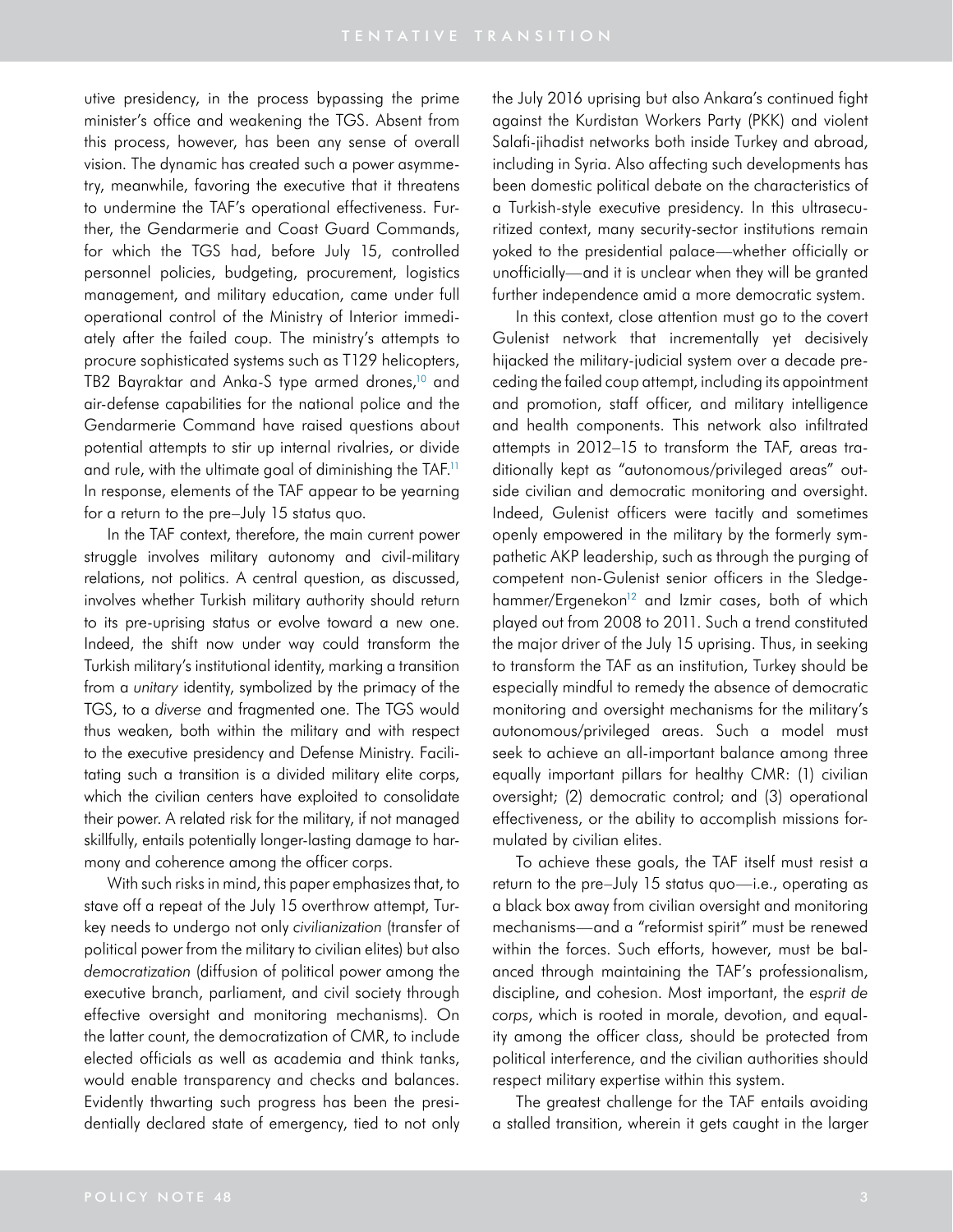utive presidency, in the process bypassing the prime minister's office and weakening the TGS. Absent from this process, however, has been any sense of overall vision. The dynamic has created such a power asymmetry, meanwhile, favoring the executive that it threatens to undermine the TAF's operational effectiveness. Further, the Gendarmerie and Coast Guard Commands, for which the TGS had, before July 15, controlled personnel policies, budgeting, procurement, logistics management, and military education, came under full operational control of the Ministry of Interior immediately after the failed coup. The ministry's attempts to procure sophisticated systems such as T129 helicopters, TB2 Bayraktar and Anka-S type armed drones,[10] and air-defense capabilities for the national police and the Gendarmerie Command have raised questions about potential attempts to stir up internal rivalries, or divide and rule, with the ultimate goal of diminishing the TAF.[11] In response, elements of the TAF appear to be yearning for a return to the pre–July 15 status quo.

In the TAF context, therefore, the main current power struggle involves military autonomy and civil-military relations, not politics. A central question, as discussed, involves whether Turkish military authority should return to its pre-uprising status or evolve toward a new one. Indeed, the shift now under way could transform the Turkish military's institutional identity, marking a transition from a *unitary* identity, symbolized by the primacy of the TGS, to a *diverse* and fragmented one. The TGS would thus weaken, both within the military and with respect to the executive presidency and Defense Ministry. Facilitating such a transition is a divided military elite corps, which the civilian centers have exploited to consolidate their power. A related risk for the military, if not managed skillfully, entails potentially longer-lasting damage to harmony and coherence among the officer corps.

With such risks in mind, this paper emphasizes that, to stave off a repeat of the July 15 overthrow attempt, Turkey needs to undergo not only *civilianization* (transfer of political power from the military to civilian elites) but also *democratization* (diffusion of political power among the executive branch, parliament, and civil society through effective oversight and monitoring mechanisms). On the latter count, the democratization of CMR, to include elected officials as well as academia and think tanks, would enable transparency and checks and balances. Evidently thwarting such progress has been the presidentially declared state of emergency, tied to not only the July 2016 uprising but also Ankara's continued fight against the Kurdistan Workers Party (PKK) and violent Salafi-jihadist networks both inside Turkey and abroad, including in Syria. Also affecting such developments has been domestic political debate on the characteristics of a Turkish-style executive presidency. In this ultrasecuritized context, many security-sector institutions remain yoked to the presidential palace—whether officially or unofficially—and it is unclear when they will be granted further independence amid a more democratic system.

In this context, close attention must go to the covert Gulenist network that incrementally yet decisively hijacked the military-judicial system over a decade preceding the failed coup attempt, including its appointment and promotion, staff officer, and military intelligence and health components. This network also infiltrated attempts in 2012–15 to transform the TAF, areas traditionally kept as "autonomous/privileged areas" outside civilian and democratic monitoring and oversight. Indeed, Gulenist officers were tacitly and sometimes openly empowered in the military by the formerly sympathetic AKP leadership, such as through the purging of competent non-Gulenist senior officers in the Sledgehammer/Ergenekon[12] and Izmir cases, both of which played out from 2008 to 2011. Such a trend constituted the major driver of the July 15 uprising. Thus, in seeking to transform the TAF as an institution, Turkey should be especially mindful to remedy the absence of democratic monitoring and oversight mechanisms for the military's autonomous/privileged areas. Such a model must seek to achieve an all-important balance among three equally important pillars for healthy CMR: (1) civilian oversight; (2) democratic control; and (3) operational effectiveness, or the ability to accomplish missions formulated by civilian elites.

To achieve these goals, the TAF itself must resist a return to the pre–July 15 status quo—i.e., operating as a black box away from civilian oversight and monitoring mechanisms—and a "reformist spirit" must be renewed within the forces. Such efforts, however, must be balanced through maintaining the TAF's professionalism, discipline, and cohesion. Most important, the *esprit de corps*, which is rooted in morale, devotion, and equality among the officer class, should be protected from political interference, and the civilian authorities should respect military expertise within this system.

The greatest challenge for the TAF entails avoiding a stalled transition, wherein it gets caught in the larger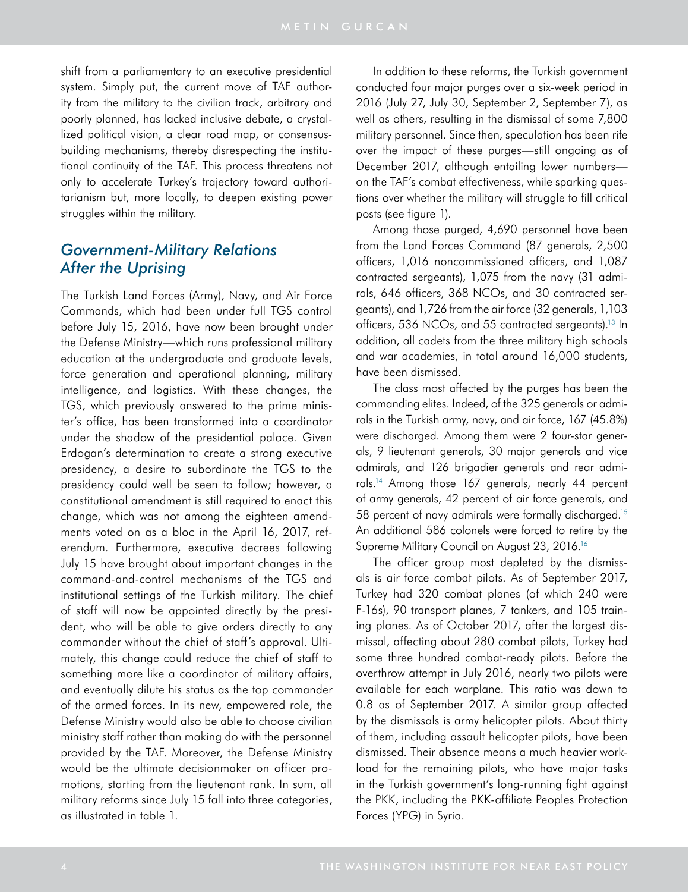shift from a parliamentary to an executive presidential system. Simply put, the current move of TAF authority from the military to the civilian track, arbitrary and poorly planned, has lacked inclusive debate, a crystallized political vision, a clear road map, or consensus-building mechanisms, thereby disrespecting the institutional continuity of the TAF. This process threatens not only to accelerate Turkey's trajectory toward authoritarianism but, more locally, to deepen existing power struggles within the military.

## *Government-Military Relations After the Uprising*

The Turkish Land Forces (Army), Navy, and Air Force Commands, which had been under full TGS control before July 15, 2016, have now been brought under the Defense Ministry—which runs professional military education at the undergraduate and graduate levels, force generation and operational planning, military intelligence, and logistics. With these changes, the TGS, which previously answered to the prime minister's office, has been transformed into a coordinator under the shadow of the presidential palace. Given Erdogan's determination to create a strong executive presidency, a desire to subordinate the TGS to the presidency could well be seen to follow; however, a constitutional amendment is still required to enact this change, which was not among the eighteen amendments voted on as a bloc in the April 16, 2017, referendum. Furthermore, executive decrees following July 15 have brought about important changes in the command-and-control mechanisms of the TGS and institutional settings of the Turkish military. The chief of staff will now be appointed directly by the president, who will be able to give orders directly to any commander without the chief of staff's approval. Ultimately, this change could reduce the chief of staff to something more like a coordinator of military affairs, and eventually dilute his status as the top commander of the armed forces. In its new, empowered role, the Defense Ministry would also be able to choose civilian ministry staff rather than making do with the personnel provided by the TAF. Moreover, the Defense Ministry would be the ultimate decisionmaker on officer promotions, starting from the lieutenant rank. In sum, all military reforms since July 15 fall into three categories, as illustrated in table 1.

In addition to these reforms, the Turkish government conducted four major purges over a six-week period in 2016 (July 27, July 30, September 2, September 7), as well as others, resulting in the dismissal of some 7,800 military personnel. Since then, speculation has been rife over the impact of these purges—still ongoing as of December 2017, although entailing lower numbers—on the TAF's combat effectiveness, while sparking questions over whether the military will struggle to fill critical posts (see figure 1).

Among those purged, 4,690 personnel have been from the Land Forces Command (87 generals, 2,500 officers, 1,016 noncommissioned officers, and 1,087 contracted sergeants), 1,075 from the navy (31 admirals, 646 officers, 368 NCOs, and 30 contracted sergeants), and 1,726 from the air force (32 generals, 1,103 officers, 536 NCOs, and 55 contracted sergeants).[13] In addition, all cadets from the three military high schools and war academies, in total around 16,000 students, have been dismissed.

The class most affected by the purges has been the commanding elites. Indeed, of the 325 generals or admirals in the Turkish army, navy, and air force, 167 (45.8%) were discharged. Among them were 2 four-star generals, 9 lieutenant generals, 30 major generals and vice admirals, and 126 brigadier generals and rear admirals.[14] Among those 167 generals, nearly 44 percent of army generals, 42 percent of air force generals, and 58 percent of navy admirals were formally discharged.[15] An additional 586 colonels were forced to retire by the Supreme Military Council on August 23, 2016.[16]

The officer group most depleted by the dismissals is air force combat pilots. As of September 2017, Turkey had 320 combat planes (of which 240 were F-16s), 90 transport planes, 7 tankers, and 105 training planes. As of October 2017, after the largest dismissal, affecting about 280 combat pilots, Turkey had some three hundred combat-ready pilots. Before the overthrow attempt in July 2016, nearly two pilots were available for each warplane. This ratio was down to 0.8 as of September 2017. A similar group affected by the dismissals is army helicopter pilots. About thirty of them, including assault helicopter pilots, have been dismissed. Their absence means a much heavier workload for the remaining pilots, who have major tasks in the Turkish government's long-running fight against the PKK, including the PKK-affiliate Peoples Protection Forces (YPG) in Syria.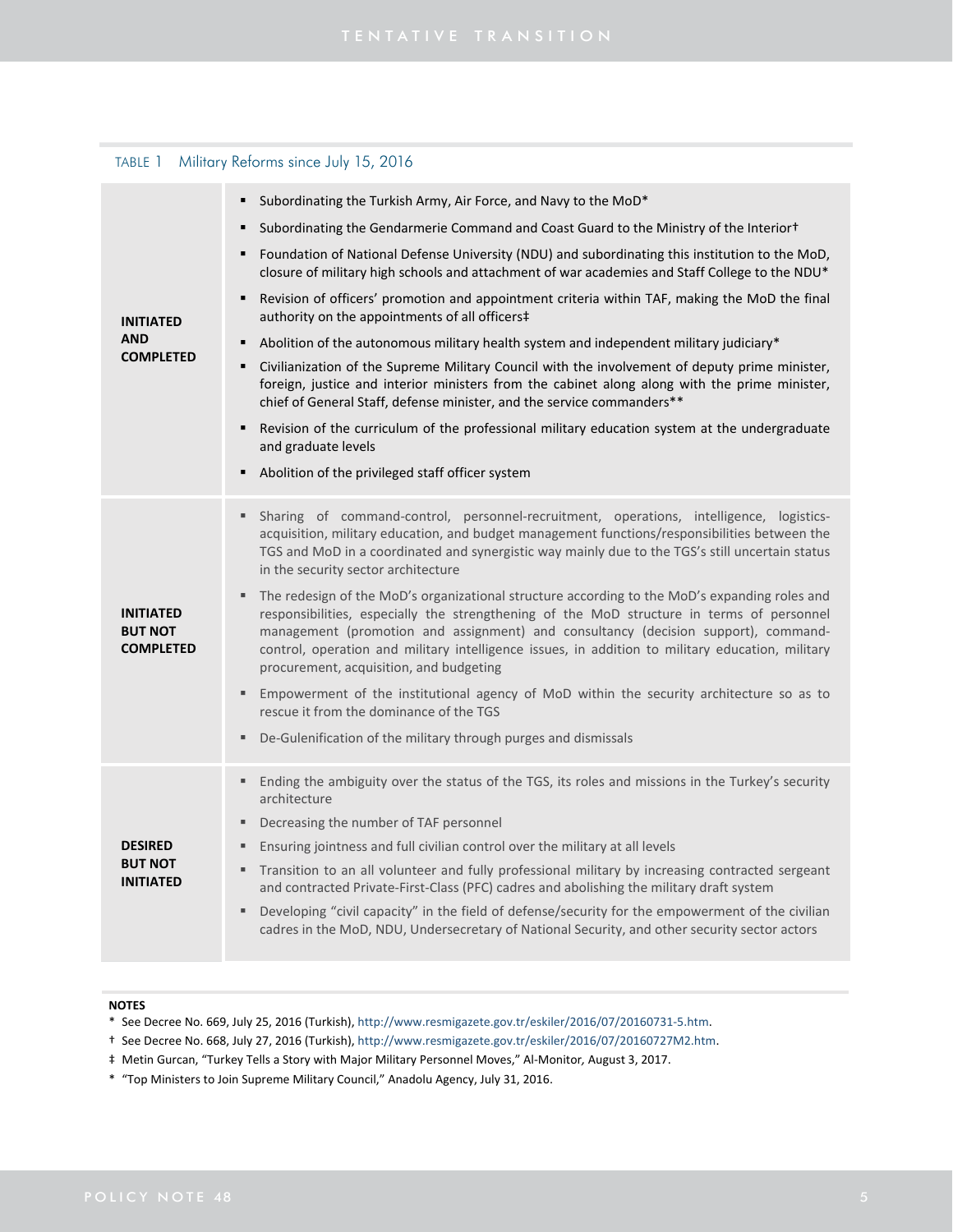TABLE 1 Military Reforms since July 15, 2016

| | |
|---|---|
| **INITIATED AND COMPLETED** | ▪ Subordinating the Turkish Army, Air Force, and Navy to the MoD*<br>▪ Subordinating the Gendarmerie Command and Coast Guard to the Ministry of the Interior†<br>▪ Foundation of National Defense University (NDU) and subordinating this institution to the MoD, closure of military high schools and attachment of war academies and Staff College to the NDU*<br>▪ Revision of officers' promotion and appointment criteria within TAF, making the MoD the final authority on the appointments of all officers‡<br>▪ Abolition of the autonomous military health system and independent military judiciary*<br>▪ Civilianization of the Supreme Military Council with the involvement of deputy prime minister, foreign, justice and interior ministers from the cabinet along along with the prime minister, chief of General Staff, defense minister, and the service commanders**<br>▪ Revision of the curriculum of the professional military education system at the undergraduate and graduate levels<br>▪ Abolition of the privileged staff officer system |
| **INITIATED BUT NOT COMPLETED** | ▪ Sharing of command-control, personnel-recruitment, operations, intelligence, logistics-acquisition, military education, and budget management functions/responsibilities between the TGS and MoD in a coordinated and synergistic way mainly due to the TGS's still uncertain status in the security sector architecture<br>▪ The redesign of the MoD's organizational structure according to the MoD's expanding roles and responsibilities, especially the strengthening of the MoD structure in terms of personnel management (promotion and assignment) and consultancy (decision support), command-control, operation and military intelligence issues, in addition to military education, military procurement, acquisition, and budgeting<br>▪ Empowerment of the institutional agency of MoD within the security architecture so as to rescue it from the dominance of the TGS<br>▪ De-Gulenification of the military through purges and dismissals |
| **DESIRED BUT NOT INITIATED** | ▪ Ending the ambiguity over the status of the TGS, its roles and missions in the Turkey's security architecture<br>▪ Decreasing the number of TAF personnel<br>▪ Ensuring jointness and full civilian control over the military at all levels<br>▪ Transition to an all volunteer and fully professional military by increasing contracted sergeant and contracted Private-First-Class (PFC) cadres and abolishing the military draft system<br>▪ Developing "civil capacity" in the field of defense/security for the empowerment of the civilian cadres in the MoD, NDU, Undersecretary of National Security, and other security sector actors |

**NOTES**

\* See Decree No. 669, July 25, 2016 (Turkish), http://www.resmigazete.gov.tr/eskiler/2016/07/20160731-5.htm.

† See Decree No. 668, July 27, 2016 (Turkish), http://www.resmigazete.gov.tr/eskiler/2016/07/20160727M2.htm.

‡ Metin Gurcan, "Turkey Tells a Story with Major Military Personnel Moves," Al-Monitor, August 3, 2017.

\* "Top Ministers to Join Supreme Military Council," Anadolu Agency, July 31, 2016.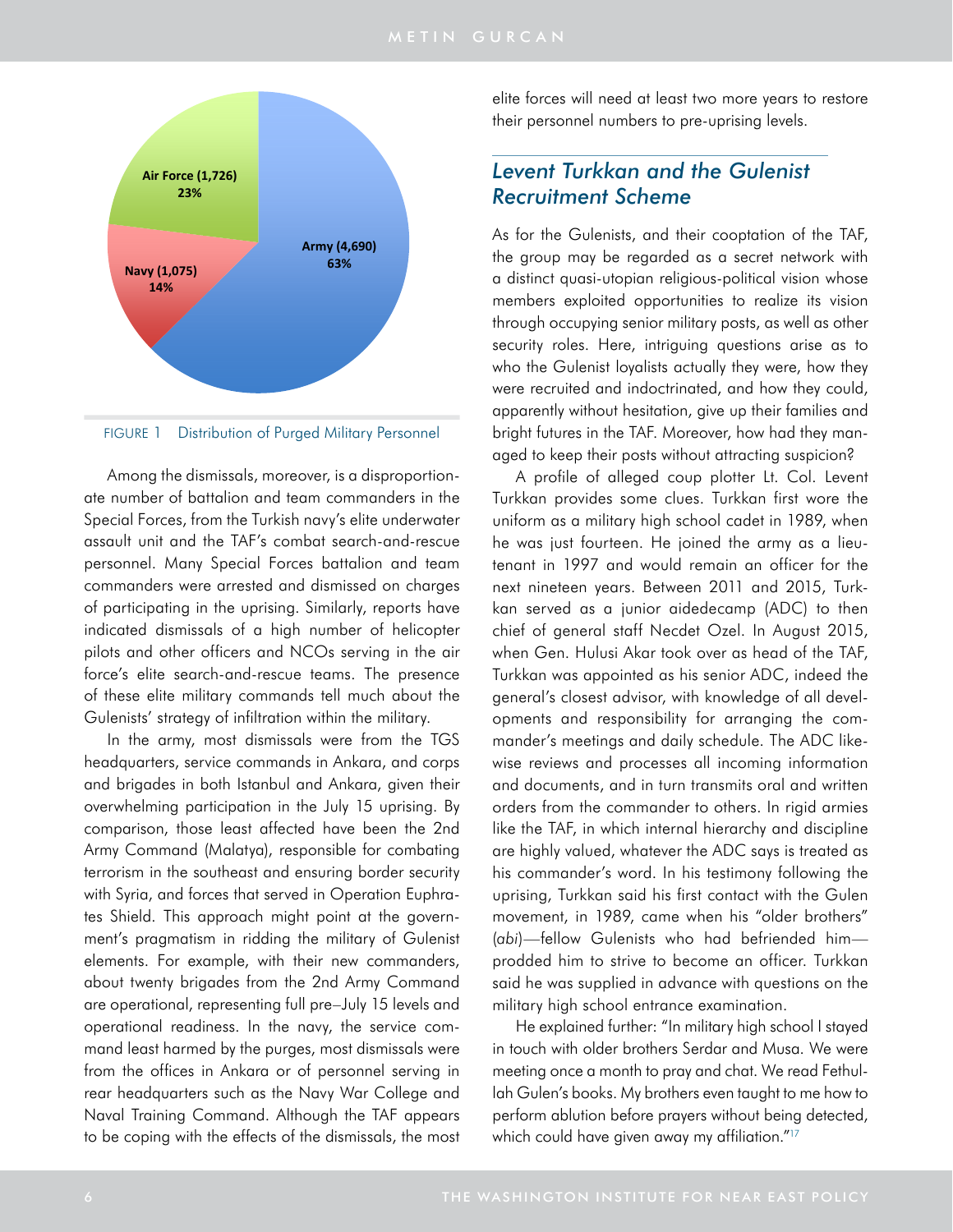Air Force (1,726) 23%

Navy (1,075) 14%

Army (4,690) 63%

FIGURE 1 Distribution of Purged Military Personnel

Among the dismissals, moreover, is a disproportionate number of battalion and team commanders in the Special Forces, from the Turkish navy's elite underwater assault unit and the TAF's combat search-and-rescue personnel. Many Special Forces battalion and team commanders were arrested and dismissed on charges of participating in the uprising. Similarly, reports have indicated dismissals of a high number of helicopter pilots and other officers and NCOs serving in the air force's elite search-and-rescue teams. The presence of these elite military commands tell much about the Gulenists' strategy of infiltration within the military.

In the army, most dismissals were from the TGS headquarters, service commands in Ankara, and corps and brigades in both Istanbul and Ankara, given their overwhelming participation in the July 15 uprising. By comparison, those least affected have been the 2nd Army Command (Malatya), responsible for combating terrorism in the southeast and ensuring border security with Syria, and forces that served in Operation Euphrates Shield. This approach might point at the government's pragmatism in ridding the military of Gulenist elements. For example, with their new commanders, about twenty brigades from the 2nd Army Command are operational, representing full pre–July 15 levels and operational readiness. In the navy, the service command least harmed by the purges, most dismissals were from the offices in Ankara or of personnel serving in rear headquarters such as the Navy War College and Naval Training Command. Although the TAF appears to be coping with the effects of the dismissals, the most elite forces will need at least two more years to restore their personnel numbers to pre-uprising levels.

## *Levent Turkkan and the Gulenist Recruitment Scheme*

As for the Gulenists, and their cooptation of the TAF, the group may be regarded as a secret network with a distinct quasi-utopian religious-political vision whose members exploited opportunities to realize its vision through occupying senior military posts, as well as other security roles. Here, intriguing questions arise as to who the Gulenist loyalists actually they were, how they were recruited and indoctrinated, and how they could, apparently without hesitation, give up their families and bright futures in the TAF. Moreover, how had they managed to keep their posts without attracting suspicion?

A profile of alleged coup plotter Lt. Col. Levent Turkkan provides some clues. Turkkan first wore the uniform as a military high school cadet in 1989, when he was just fourteen. He joined the army as a lieutenant in 1997 and would remain an officer for the next nineteen years. Between 2011 and 2015, Turkkan served as a junior aidedecamp (ADC) to then chief of general staff Necdet Ozel. In August 2015, when Gen. Hulusi Akar took over as head of the TAF, Turkkan was appointed as his senior ADC, indeed the general's closest advisor, with knowledge of all developments and responsibility for arranging the commander's meetings and daily schedule. The ADC likewise reviews and processes all incoming information and documents, and in turn transmits oral and written orders from the commander to others. In rigid armies like the TAF, in which internal hierarchy and discipline are highly valued, whatever the ADC says is treated as his commander's word. In his testimony following the uprising, Turkkan said his first contact with the Gulen movement, in 1989, came when his "older brothers" (*abi*)—fellow Gulenists who had befriended him—prodded him to strive to become an officer. Turkkan said he was supplied in advance with questions on the military high school entrance examination.

He explained further: "In military high school I stayed in touch with older brothers Serdar and Musa. We were meeting once a month to pray and chat. We read Fethullah Gulen's books. My brothers even taught to me how to perform ablution before prayers without being detected, which could have given away my affiliation."[17]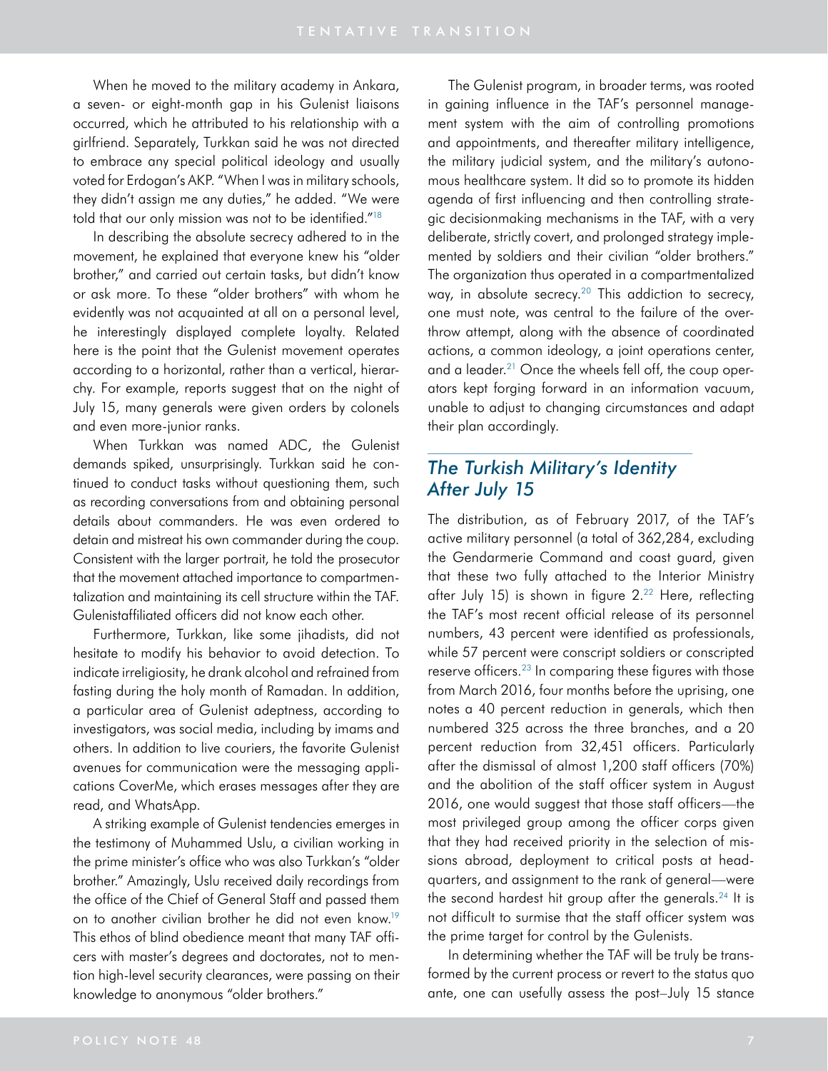When he moved to the military academy in Ankara, a seven- or eight-month gap in his Gulenist liaisons occurred, which he attributed to his relationship with a girlfriend. Separately, Turkkan said he was not directed to embrace any special political ideology and usually voted for Erdogan's AKP. "When I was in military schools, they didn't assign me any duties," he added. "We were told that our only mission was not to be identified."[18]

In describing the absolute secrecy adhered to in the movement, he explained that everyone knew his "older brother," and carried out certain tasks, but didn't know or ask more. To these "older brothers" with whom he evidently was not acquainted at all on a personal level, he interestingly displayed complete loyalty. Related here is the point that the Gulenist movement operates according to a horizontal, rather than a vertical, hierarchy. For example, reports suggest that on the night of July 15, many generals were given orders by colonels and even more-junior ranks.

When Turkkan was named ADC, the Gulenist demands spiked, unsurprisingly. Turkkan said he continued to conduct tasks without questioning them, such as recording conversations from and obtaining personal details about commanders. He was even ordered to detain and mistreat his own commander during the coup. Consistent with the larger portrait, he told the prosecutor that the movement attached importance to compartmentalization and maintaining its cell structure within the TAF. Gulenistaffiliated officers did not know each other.

Furthermore, Turkkan, like some jihadists, did not hesitate to modify his behavior to avoid detection. To indicate irreligiosity, he drank alcohol and refrained from fasting during the holy month of Ramadan. In addition, a particular area of Gulenist adeptness, according to investigators, was social media, including by imams and others. In addition to live couriers, the favorite Gulenist avenues for communication were the messaging applications CoverMe, which erases messages after they are read, and WhatsApp.

A striking example of Gulenist tendencies emerges in the testimony of Muhammed Uslu, a civilian working in the prime minister's office who was also Turkkan's "older brother." Amazingly, Uslu received daily recordings from the office of the Chief of General Staff and passed them on to another civilian brother he did not even know.[19] This ethos of blind obedience meant that many TAF officers with master's degrees and doctorates, not to mention high-level security clearances, were passing on their knowledge to anonymous "older brothers."

The Gulenist program, in broader terms, was rooted in gaining influence in the TAF's personnel management system with the aim of controlling promotions and appointments, and thereafter military intelligence, the military judicial system, and the military's autonomous healthcare system. It did so to promote its hidden agenda of first influencing and then controlling strategic decisionmaking mechanisms in the TAF, with a very deliberate, strictly covert, and prolonged strategy implemented by soldiers and their civilian "older brothers." The organization thus operated in a compartmentalized way, in absolute secrecy.[20] This addiction to secrecy, one must note, was central to the failure of the overthrow attempt, along with the absence of coordinated actions, a common ideology, a joint operations center, and a leader.[21] Once the wheels fell off, the coup operators kept forging forward in an information vacuum, unable to adjust to changing circumstances and adapt their plan accordingly.

## *The Turkish Military's Identity After July 15*

The distribution, as of February 2017, of the TAF's active military personnel (a total of 362,284, excluding the Gendarmerie Command and coast guard, given that these two fully attached to the Interior Ministry after July 15) is shown in figure 2.[22] Here, reflecting the TAF's most recent official release of its personnel numbers, 43 percent were identified as professionals, while 57 percent were conscript soldiers or conscripted reserve officers.[23] In comparing these figures with those from March 2016, four months before the uprising, one notes a 40 percent reduction in generals, which then numbered 325 across the three branches, and a 20 percent reduction from 32,451 officers. Particularly after the dismissal of almost 1,200 staff officers (70%) and the abolition of the staff officer system in August 2016, one would suggest that those staff officers—the most privileged group among the officer corps given that they had received priority in the selection of missions abroad, deployment to critical posts at headquarters, and assignment to the rank of general—were the second hardest hit group after the generals.[24] It is not difficult to surmise that the staff officer system was the prime target for control by the Gulenists.

In determining whether the TAF will be truly be transformed by the current process or revert to the status quo ante, one can usefully assess the post–July 15 stance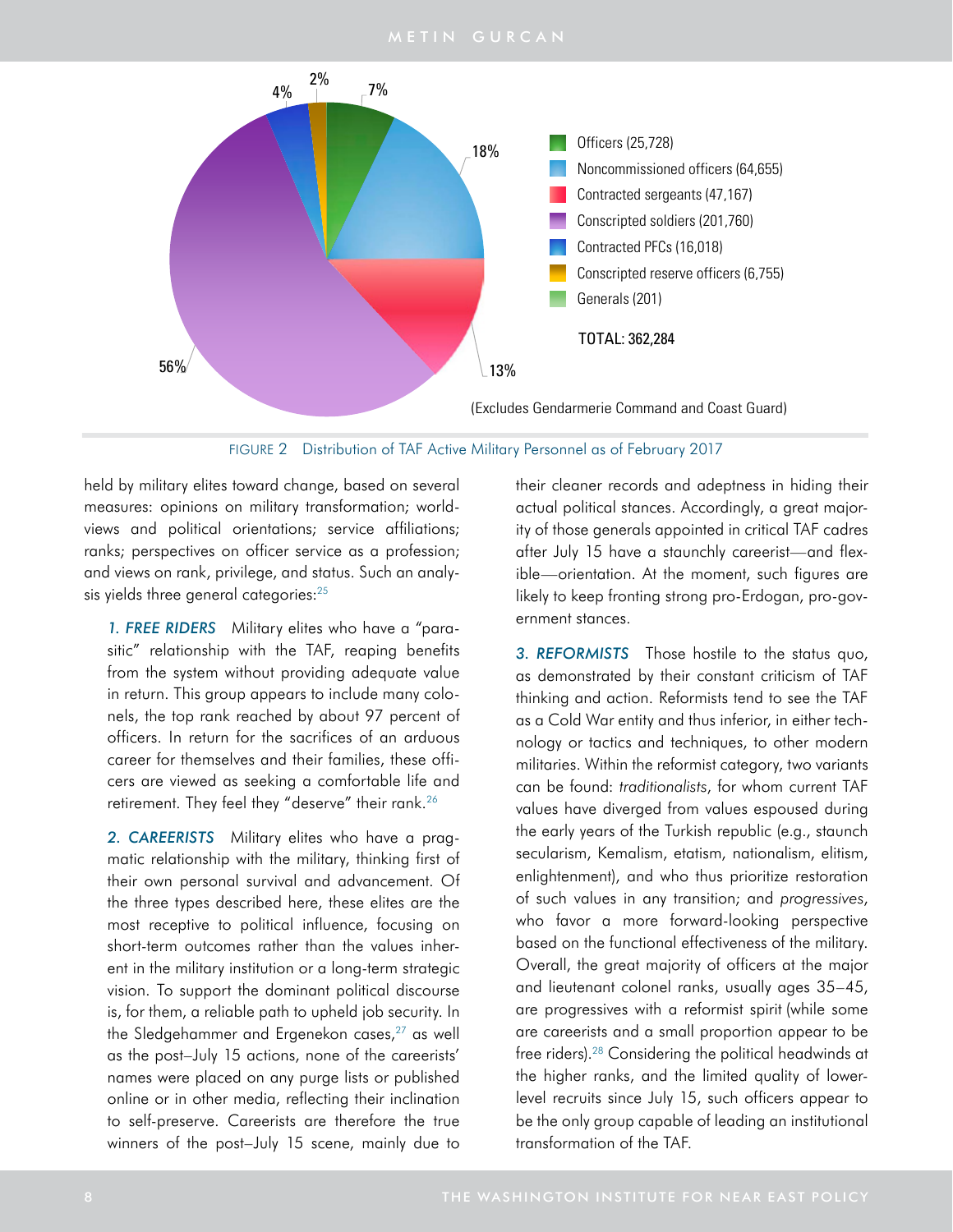Officers (25,728) — 7%
Noncommissioned officers (64,655) — 18%
Contracted sergeants (47,167) — 13%
Conscripted soldiers (201,760) — 56%
Contracted PFCs (16,018) — 4%
Conscripted reserve officers (6,755) — 2%
Generals (201)

TOTAL: 362,284

(Excludes Gendarmerie Command and Coast Guard)

FIGURE 2 Distribution of TAF Active Military Personnel as of February 2017

held by military elites toward change, based on several measures: opinions on military transformation; worldviews and political orientations; service affiliations; ranks; perspectives on officer service as a profession; and views on rank, privilege, and status. Such an analysis yields three general categories:[25]

*1. FREE RIDERS* Military elites who have a "parasitic" relationship with the TAF, reaping benefits from the system without providing adequate value in return. This group appears to include many colonels, the top rank reached by about 97 percent of officers. In return for the sacrifices of an arduous career for themselves and their families, these officers are viewed as seeking a comfortable life and retirement. They feel they "deserve" their rank.[26]

*2. CAREERISTS* Military elites who have a pragmatic relationship with the military, thinking first of their own personal survival and advancement. Of the three types described here, these elites are the most receptive to political influence, focusing on short-term outcomes rather than the values inherent in the military institution or a long-term strategic vision. To support the dominant political discourse is, for them, a reliable path to upheld job security. In the Sledgehammer and Ergenekon cases,[27] as well as the post–July 15 actions, none of the careerists' names were placed on any purge lists or published online or in other media, reflecting their inclination to self-preserve. Careerists are therefore the true winners of the post–July 15 scene, mainly due to their cleaner records and adeptness in hiding their actual political stances. Accordingly, a great majority of those generals appointed in critical TAF cadres after July 15 have a staunchly careerist—and flexible—orientation. At the moment, such figures are likely to keep fronting strong pro-Erdogan, pro-government stances.

*3. REFORMISTS* Those hostile to the status quo, as demonstrated by their constant criticism of TAF thinking and action. Reformists tend to see the TAF as a Cold War entity and thus inferior, in either technology or tactics and techniques, to other modern militaries. Within the reformist category, two variants can be found: *traditionalists*, for whom current TAF values have diverged from values espoused during the early years of the Turkish republic (e.g., staunch secularism, Kemalism, etatism, nationalism, elitism, enlightenment), and who thus prioritize restoration of such values in any transition; and *progressives*, who favor a more forward-looking perspective based on the functional effectiveness of the military. Overall, the great majority of officers at the major and lieutenant colonel ranks, usually ages 35–45, are progressives with a reformist spirit (while some are careerists and a small proportion appear to be free riders).[28] Considering the political headwinds at the higher ranks, and the limited quality of lower-level recruits since July 15, such officers appear to be the only group capable of leading an institutional transformation of the TAF.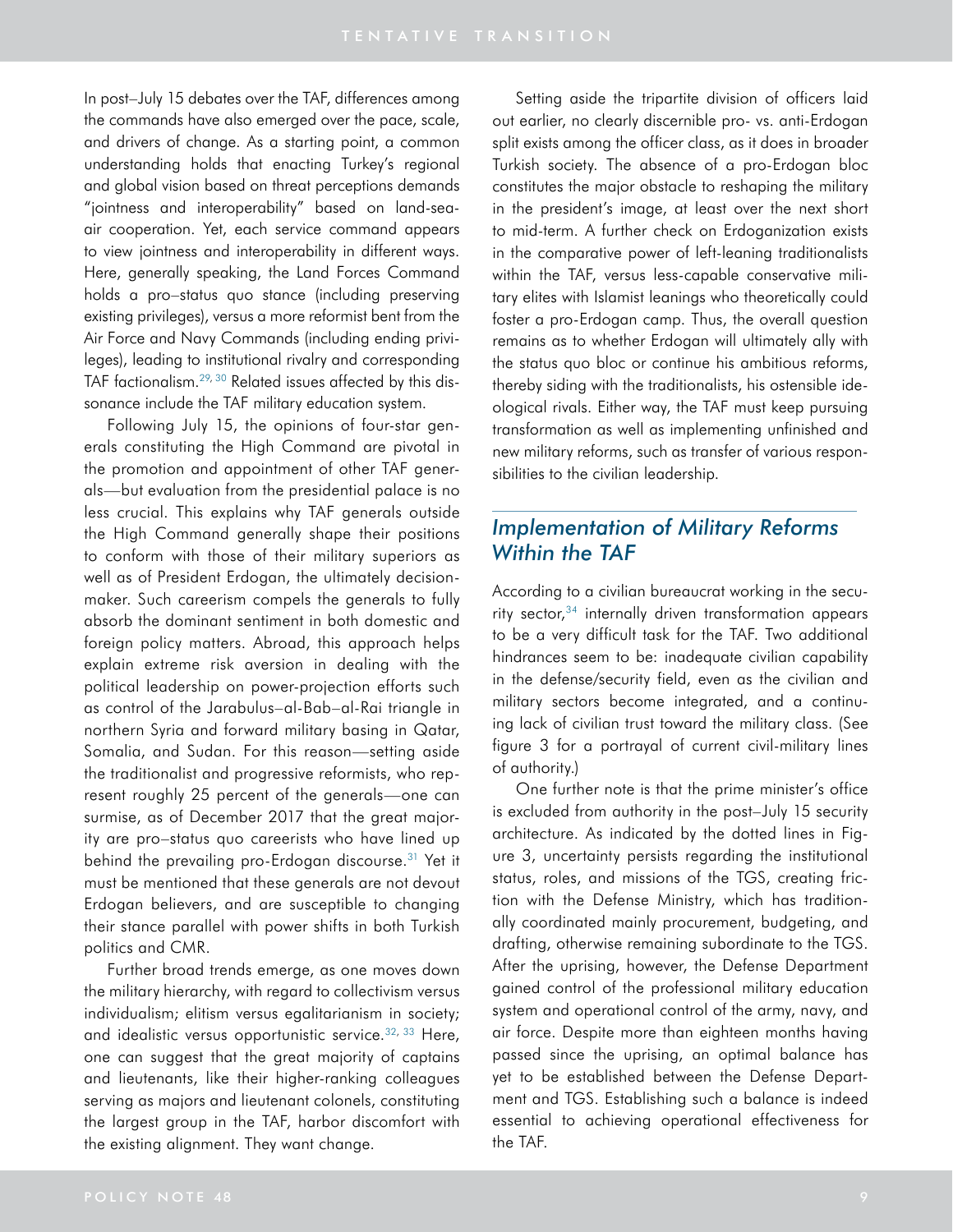In post–July 15 debates over the TAF, differences among the commands have also emerged over the pace, scale, and drivers of change. As a starting point, a common understanding holds that enacting Turkey's regional and global vision based on threat perceptions demands "jointness and interoperability" based on land-sea-air cooperation. Yet, each service command appears to view jointness and interoperability in different ways. Here, generally speaking, the Land Forces Command holds a pro–status quo stance (including preserving existing privileges), versus a more reformist bent from the Air Force and Navy Commands (including ending privileges), leading to institutional rivalry and corresponding TAF factionalism.[29, 30] Related issues affected by this dissonance include the TAF military education system.

Following July 15, the opinions of four-star generals constituting the High Command are pivotal in the promotion and appointment of other TAF generals—but evaluation from the presidential palace is no less crucial. This explains why TAF generals outside the High Command generally shape their positions to conform with those of their military superiors as well as of President Erdogan, the ultimately decision-maker. Such careerism compels the generals to fully absorb the dominant sentiment in both domestic and foreign policy matters. Abroad, this approach helps explain extreme risk aversion in dealing with the political leadership on power-projection efforts such as control of the Jarabulus–al-Bab–al-Rai triangle in northern Syria and forward military basing in Qatar, Somalia, and Sudan. For this reason—setting aside the traditionalist and progressive reformists, who represent roughly 25 percent of the generals—one can surmise, as of December 2017 that the great majority are pro–status quo careerists who have lined up behind the prevailing pro-Erdogan discourse.[31] Yet it must be mentioned that these generals are not devout Erdogan believers, and are susceptible to changing their stance parallel with power shifts in both Turkish politics and CMR.

Further broad trends emerge, as one moves down the military hierarchy, with regard to collectivism versus individualism; elitism versus egalitarianism in society; and idealistic versus opportunistic service.[32, 33] Here, one can suggest that the great majority of captains and lieutenants, like their higher-ranking colleagues serving as majors and lieutenant colonels, constituting the largest group in the TAF, harbor discomfort with the existing alignment. They want change.

Setting aside the tripartite division of officers laid out earlier, no clearly discernible pro- vs. anti-Erdogan split exists among the officer class, as it does in broader Turkish society. The absence of a pro-Erdogan bloc constitutes the major obstacle to reshaping the military in the president's image, at least over the next short to mid-term. A further check on Erdoganization exists in the comparative power of left-leaning traditionalists within the TAF, versus less-capable conservative military elites with Islamist leanings who theoretically could foster a pro-Erdogan camp. Thus, the overall question remains as to whether Erdogan will ultimately ally with the status quo bloc or continue his ambitious reforms, thereby siding with the traditionalists, his ostensible ideological rivals. Either way, the TAF must keep pursuing transformation as well as implementing unfinished and new military reforms, such as transfer of various responsibilities to the civilian leadership.

## *Implementation of Military Reforms Within the TAF*

According to a civilian bureaucrat working in the security sector,[34] internally driven transformation appears to be a very difficult task for the TAF. Two additional hindrances seem to be: inadequate civilian capability in the defense/security field, even as the civilian and military sectors become integrated, and a continuing lack of civilian trust toward the military class. (See figure 3 for a portrayal of current civil-military lines of authority.)

One further note is that the prime minister's office is excluded from authority in the post–July 15 security architecture. As indicated by the dotted lines in Figure 3, uncertainty persists regarding the institutional status, roles, and missions of the TGS, creating friction with the Defense Ministry, which has traditionally coordinated mainly procurement, budgeting, and drafting, otherwise remaining subordinate to the TGS. After the uprising, however, the Defense Department gained control of the professional military education system and operational control of the army, navy, and air force. Despite more than eighteen months having passed since the uprising, an optimal balance has yet to be established between the Defense Department and TGS. Establishing such a balance is indeed essential to achieving operational effectiveness for the TAF.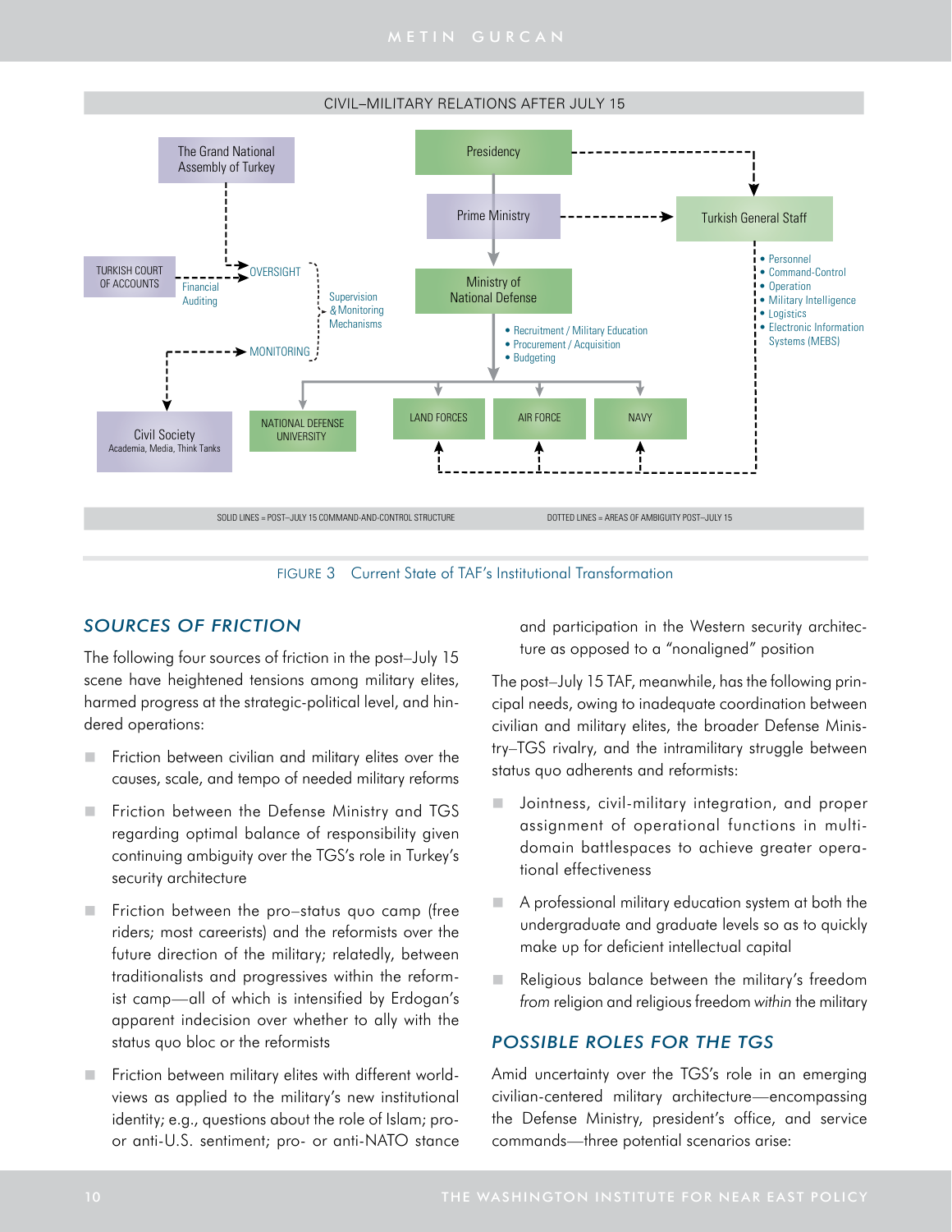CIVIL–MILITARY RELATIONS AFTER JULY 15

The Grand National Assembly of Turkey

Presidency

Prime Ministry

Turkish General Staff

- Personnel
- Command-Control
- Operation
- Military Intelligence
- Logistics
- Electronic Information Systems (MEBS)

TURKISH COURT OF ACCOUNTS

Financial Auditing

OVERSIGHT

MONITORING

Supervision & Monitoring Mechanisms

Ministry of National Defense

- Recruitment / Military Education
- Procurement / Acquisition
- Budgeting

Civil Society
Academia, Media, Think Tanks

NATIONAL DEFENSE UNIVERSITY

LAND FORCES

AIR FORCE

NAVY

SOLID LINES = POST–JULY 15 COMMAND-AND-CONTROL STRUCTURE

DOTTED LINES = AREAS OF AMBIGUITY POST–JULY 15

FIGURE 3 Current State of TAF's Institutional Transformation

## SOURCES OF FRICTION

The following four sources of friction in the post–July 15 scene have heightened tensions among military elites, harmed progress at the strategic-political level, and hindered operations:

- Friction between civilian and military elites over the causes, scale, and tempo of needed military reforms
- Friction between the Defense Ministry and TGS regarding optimal balance of responsibility given continuing ambiguity over the TGS's role in Turkey's security architecture
- Friction between the pro–status quo camp (free riders; most careerists) and the reformists over the future direction of the military; relatedly, between traditionalists and progressives within the reformist camp—all of which is intensified by Erdogan's apparent indecision over whether to ally with the status quo bloc or the reformists
- Friction between military elites with different worldviews as applied to the military's new institutional identity; e.g., questions about the role of Islam; pro- or anti-U.S. sentiment; pro- or anti-NATO stance and participation in the Western security architecture as opposed to a "nonaligned" position

The post–July 15 TAF, meanwhile, has the following principal needs, owing to inadequate coordination between civilian and military elites, the broader Defense Ministry–TGS rivalry, and the intramilitary struggle between status quo adherents and reformists:

- Jointness, civil-military integration, and proper assignment of operational functions in multidomain battlespaces to achieve greater operational effectiveness
- A professional military education system at both the undergraduate and graduate levels so as to quickly make up for deficient intellectual capital
- Religious balance between the military's freedom *from* religion and religious freedom *within* the military

## POSSIBLE ROLES FOR THE TGS

Amid uncertainty over the TGS's role in an emerging civilian-centered military architecture—encompassing the Defense Ministry, president's office, and service commands—three potential scenarios arise: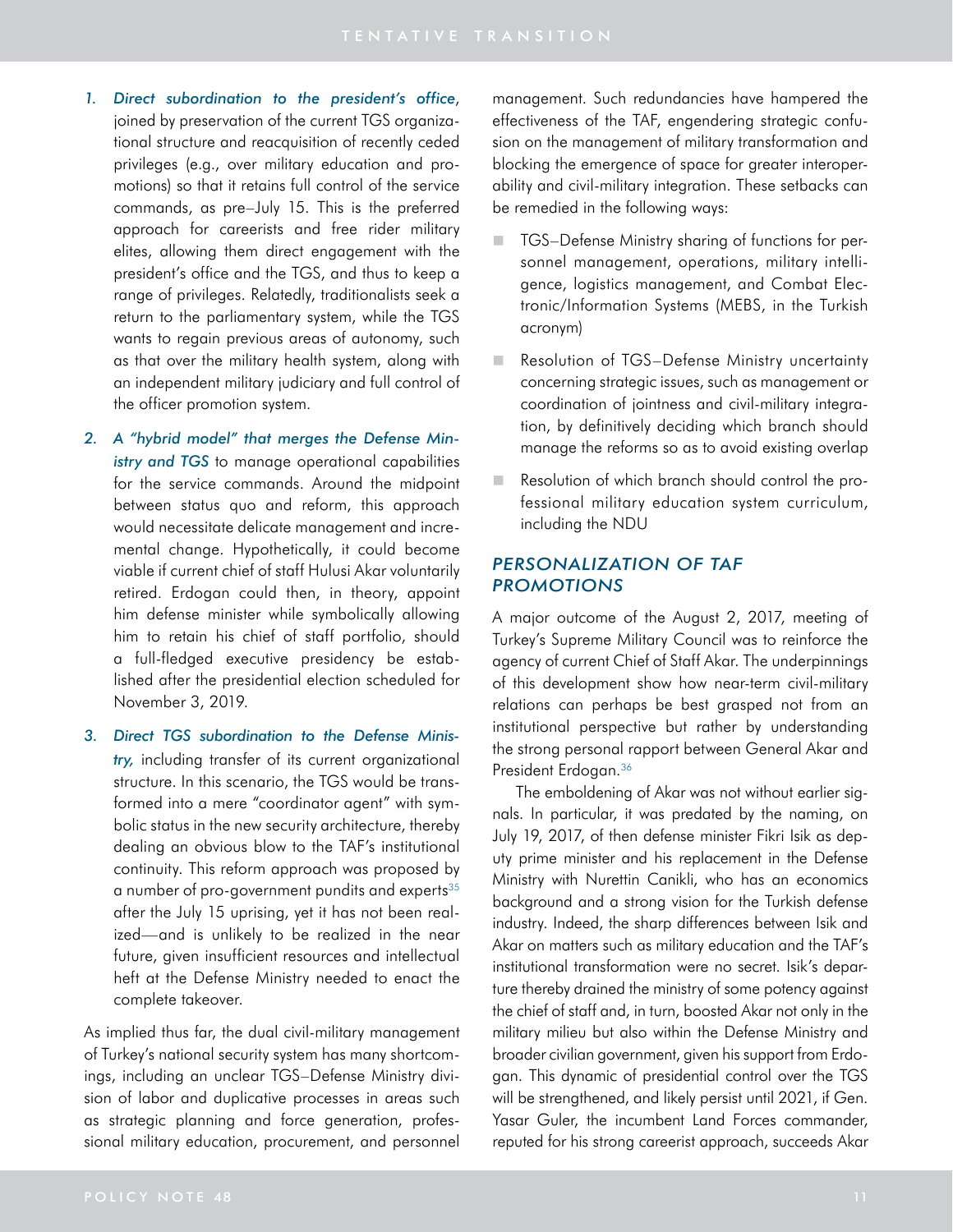1. *Direct subordination to the president's office*, joined by preservation of the current TGS organizational structure and reacquisition of recently ceded privileges (e.g., over military education and promotions) so that it retains full control of the service commands, as pre–July 15. This is the preferred approach for careerists and free rider military elites, allowing them direct engagement with the president's office and the TGS, and thus to keep a range of privileges. Relatedly, traditionalists seek a return to the parliamentary system, while the TGS wants to regain previous areas of autonomy, such as that over the military health system, along with an independent military judiciary and full control of the officer promotion system.
2. *A "hybrid model" that merges the Defense Ministry and TGS* to manage operational capabilities for the service commands. Around the midpoint between status quo and reform, this approach would necessitate delicate management and incremental change. Hypothetically, it could become viable if current chief of staff Hulusi Akar voluntarily retired. Erdogan could then, in theory, appoint him defense minister while symbolically allowing him to retain his chief of staff portfolio, should a full-fledged executive presidency be established after the presidential election scheduled for November 3, 2019.
3. *Direct TGS subordination to the Defense Ministry,* including transfer of its current organizational structure. In this scenario, the TGS would be transformed into a mere "coordinator agent" with symbolic status in the new security architecture, thereby dealing an obvious blow to the TAF's institutional continuity. This reform approach was proposed by a number of pro-government pundits and experts[35] after the July 15 uprising, yet it has not been realized—and is unlikely to be realized in the near future, given insufficient resources and intellectual heft at the Defense Ministry needed to enact the complete takeover.

As implied thus far, the dual civil-military management of Turkey's national security system has many shortcomings, including an unclear TGS–Defense Ministry division of labor and duplicative processes in areas such as strategic planning and force generation, professional military education, procurement, and personnel management. Such redundancies have hampered the effectiveness of the TAF, engendering strategic confusion on the management of military transformation and blocking the emergence of space for greater interoperability and civil-military integration. These setbacks can be remedied in the following ways:

- TGS–Defense Ministry sharing of functions for personnel management, operations, military intelligence, logistics management, and Combat Electronic/Information Systems (MEBS, in the Turkish acronym)
- Resolution of TGS–Defense Ministry uncertainty concerning strategic issues, such as management or coordination of jointness and civil-military integration, by definitively deciding which branch should manage the reforms so as to avoid existing overlap
- Resolution of which branch should control the professional military education system curriculum, including the NDU

## *PERSONALIZATION OF TAF PROMOTIONS*

A major outcome of the August 2, 2017, meeting of Turkey's Supreme Military Council was to reinforce the agency of current Chief of Staff Akar. The underpinnings of this development show how near-term civil-military relations can perhaps be best grasped not from an institutional perspective but rather by understanding the strong personal rapport between General Akar and President Erdogan.[36]

The emboldening of Akar was not without earlier signals. In particular, it was predated by the naming, on July 19, 2017, of then defense minister Fikri Isik as deputy prime minister and his replacement in the Defense Ministry with Nurettin Canikli, who has an economics background and a strong vision for the Turkish defense industry. Indeed, the sharp differences between Isik and Akar on matters such as military education and the TAF's institutional transformation were no secret. Isik's departure thereby drained the ministry of some potency against the chief of staff and, in turn, boosted Akar not only in the military milieu but also within the Defense Ministry and broader civilian government, given his support from Erdogan. This dynamic of presidential control over the TGS will be strengthened, and likely persist until 2021, if Gen. Yasar Guler, the incumbent Land Forces commander, reputed for his strong careerist approach, succeeds Akar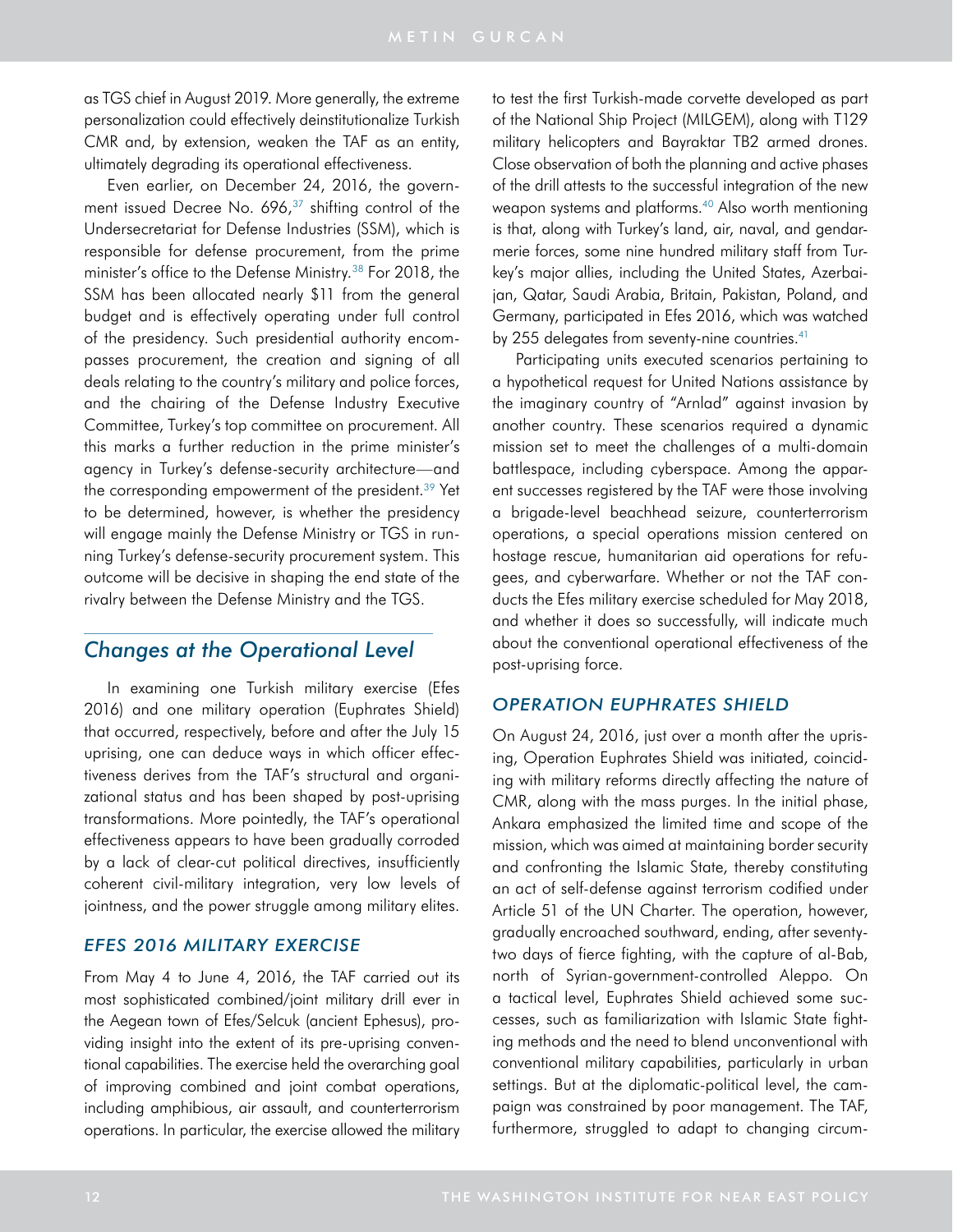as TGS chief in August 2019. More generally, the extreme personalization could effectively deinstitutionalize Turkish CMR and, by extension, weaken the TAF as an entity, ultimately degrading its operational effectiveness.

Even earlier, on December 24, 2016, the government issued Decree No. 696,[37] shifting control of the Undersecretariat for Defense Industries (SSM), which is responsible for defense procurement, from the prime minister's office to the Defense Ministry.[38] For 2018, the SSM has been allocated nearly $11 from the general budget and is effectively operating under full control of the presidency. Such presidential authority encompasses procurement, the creation and signing of all deals relating to the country's military and police forces, and the chairing of the Defense Industry Executive Committee, Turkey's top committee on procurement. All this marks a further reduction in the prime minister's agency in Turkey's defense-security architecture—and the corresponding empowerment of the president.[39] Yet to be determined, however, is whether the presidency will engage mainly the Defense Ministry or TGS in running Turkey's defense-security procurement system. This outcome will be decisive in shaping the end state of the rivalry between the Defense Ministry and the TGS.

## Changes at the Operational Level

In examining one Turkish military exercise (Efes 2016) and one military operation (Euphrates Shield) that occurred, respectively, before and after the July 15 uprising, one can deduce ways in which officer effectiveness derives from the TAF's structural and organizational status and has been shaped by post-uprising transformations. More pointedly, the TAF's operational effectiveness appears to have been gradually corroded by a lack of clear-cut political directives, insufficiently coherent civil-military integration, very low levels of jointness, and the power struggle among military elites.

### EFES 2016 MILITARY EXERCISE

From May 4 to June 4, 2016, the TAF carried out its most sophisticated combined/joint military drill ever in the Aegean town of Efes/Selcuk (ancient Ephesus), providing insight into the extent of its pre-uprising conventional capabilities. The exercise held the overarching goal of improving combined and joint combat operations, including amphibious, air assault, and counterterrorism operations. In particular, the exercise allowed the military to test the first Turkish-made corvette developed as part of the National Ship Project (MILGEM), along with T129 military helicopters and Bayraktar TB2 armed drones. Close observation of both the planning and active phases of the drill attests to the successful integration of the new weapon systems and platforms.[40] Also worth mentioning is that, along with Turkey's land, air, naval, and gendarmerie forces, some nine hundred military staff from Turkey's major allies, including the United States, Azerbaijan, Qatar, Saudi Arabia, Britain, Pakistan, Poland, and Germany, participated in Efes 2016, which was watched by 255 delegates from seventy-nine countries.[41]

Participating units executed scenarios pertaining to a hypothetical request for United Nations assistance by the imaginary country of "Arnlad" against invasion by another country. These scenarios required a dynamic mission set to meet the challenges of a multi-domain battlespace, including cyberspace. Among the apparent successes registered by the TAF were those involving a brigade-level beachhead seizure, counterterrorism operations, a special operations mission centered on hostage rescue, humanitarian aid operations for refugees, and cyberwarfare. Whether or not the TAF conducts the Efes military exercise scheduled for May 2018, and whether it does so successfully, will indicate much about the conventional operational effectiveness of the post-uprising force.

### OPERATION EUPHRATES SHIELD

On August 24, 2016, just over a month after the uprising, Operation Euphrates Shield was initiated, coinciding with military reforms directly affecting the nature of CMR, along with the mass purges. In the initial phase, Ankara emphasized the limited time and scope of the mission, which was aimed at maintaining border security and confronting the Islamic State, thereby constituting an act of self-defense against terrorism codified under Article 51 of the UN Charter. The operation, however, gradually encroached southward, ending, after seventy-two days of fierce fighting, with the capture of al-Bab, north of Syrian-government-controlled Aleppo. On a tactical level, Euphrates Shield achieved some successes, such as familiarization with Islamic State fighting methods and the need to blend unconventional with conventional military capabilities, particularly in urban settings. But at the diplomatic-political level, the campaign was constrained by poor management. The TAF, furthermore, struggled to adapt to changing circum-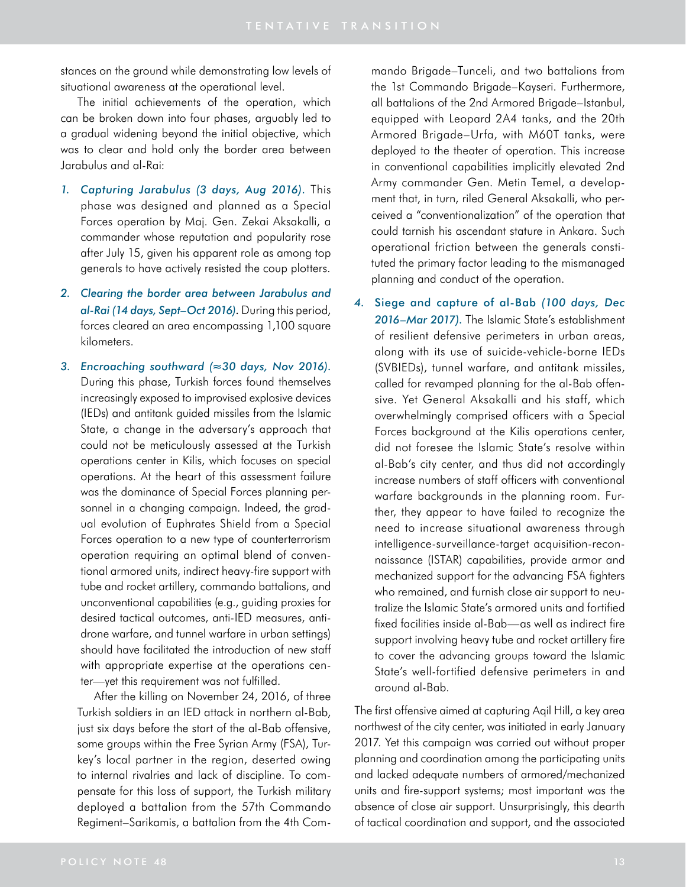stances on the ground while demonstrating low levels of situational awareness at the operational level.

The initial achievements of the operation, which can be broken down into four phases, arguably led to a gradual widening beyond the initial objective, which was to clear and hold only the border area between Jarabulus and al-Rai:

1. *Capturing Jarabulus (3 days, Aug 2016).* This phase was designed and planned as a Special Forces operation by Maj. Gen. Zekai Aksakalli, a commander whose reputation and popularity rose after July 15, given his apparent role as among top generals to have actively resisted the coup plotters.

2. *Clearing the border area between Jarabulus and al-Rai (14 days, Sept–Oct 2016).* During this period, forces cleared an area encompassing 1,100 square kilometers.

3. *Encroaching southward (≈30 days, Nov 2016).* During this phase, Turkish forces found themselves increasingly exposed to improvised explosive devices (IEDs) and antitank guided missiles from the Islamic State, a change in the adversary's approach that could not be meticulously assessed at the Turkish operations center in Kilis, which focuses on special operations. At the heart of this assessment failure was the dominance of Special Forces planning personnel in a changing campaign. Indeed, the gradual evolution of Euphrates Shield from a Special Forces operation to a new type of counterterrorism operation requiring an optimal blend of conventional armored units, indirect heavy-fire support with tube and rocket artillery, commando battalions, and unconventional capabilities (e.g., guiding proxies for desired tactical outcomes, anti-IED measures, anti-drone warfare, and tunnel warfare in urban settings) should have facilitated the introduction of new staff with appropriate expertise at the operations center—yet this requirement was not fulfilled.

   After the killing on November 24, 2016, of three Turkish soldiers in an IED attack in northern al-Bab, just six days before the start of the al-Bab offensive, some groups within the Free Syrian Army (FSA), Turkey's local partner in the region, deserted owing to internal rivalries and lack of discipline. To compensate for this loss of support, the Turkish military deployed a battalion from the 57th Commando Regiment–Sarikamis, a battalion from the 4th Commando Brigade–Tunceli, and two battalions from the 1st Commando Brigade–Kayseri. Furthermore, all battalions of the 2nd Armored Brigade–Istanbul, equipped with Leopard 2A4 tanks, and the 20th Armored Brigade–Urfa, with M60T tanks, were deployed to the theater of operation. This increase in conventional capabilities implicitly elevated 2nd Army commander Gen. Metin Temel, a development that, in turn, riled General Aksakalli, who perceived a "conventionalization" of the operation that could tarnish his ascendant stature in Ankara. Such operational friction between the generals constituted the primary factor leading to the mismanaged planning and conduct of the operation.

4. Siege and capture of al-Bab *(100 days, Dec 2016–Mar 2017).* The Islamic State's establishment of resilient defensive perimeters in urban areas, along with its use of suicide-vehicle-borne IEDs (SVBIEDs), tunnel warfare, and antitank missiles, called for revamped planning for the al-Bab offensive. Yet General Aksakalli and his staff, which overwhelmingly comprised officers with a Special Forces background at the Kilis operations center, did not foresee the Islamic State's resolve within al-Bab's city center, and thus did not accordingly increase numbers of staff officers with conventional warfare backgrounds in the planning room. Further, they appear to have failed to recognize the need to increase situational awareness through intelligence-surveillance-target acquisition-reconnaissance (ISTAR) capabilities, provide armor and mechanized support for the advancing FSA fighters who remained, and furnish close air support to neutralize the Islamic State's armored units and fortified fixed facilities inside al-Bab—as well as indirect fire support involving heavy tube and rocket artillery fire to cover the advancing groups toward the Islamic State's well-fortified defensive perimeters in and around al-Bab.

The first offensive aimed at capturing Aqil Hill, a key area northwest of the city center, was initiated in early January 2017. Yet this campaign was carried out without proper planning and coordination among the participating units and lacked adequate numbers of armored/mechanized units and fire-support systems; most important was the absence of close air support. Unsurprisingly, this dearth of tactical coordination and support, and the associated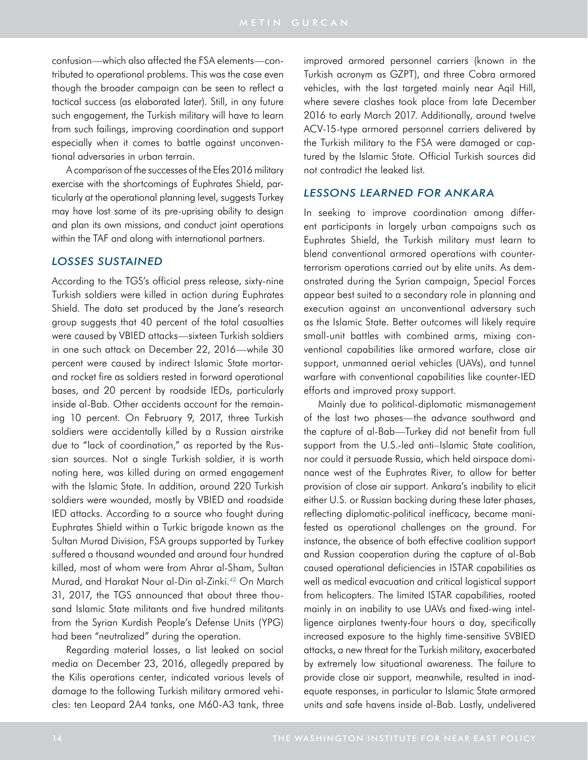confusion—which also affected the FSA elements—contributed to operational problems. This was the case even though the broader campaign can be seen to reflect a tactical success (as elaborated later). Still, in any future such engagement, the Turkish military will have to learn from such failings, improving coordination and support especially when it comes to battle against unconventional adversaries in urban terrain.

A comparison of the successes of the Efes 2016 military exercise with the shortcomings of Euphrates Shield, particularly at the operational planning level, suggests Turkey may have lost some of its pre-uprising ability to design and plan its own missions, and conduct joint operations within the TAF and along with international partners.

### *LOSSES SUSTAINED*

According to the TGS's official press release, sixty-nine Turkish soldiers were killed in action during Euphrates Shield. The data set produced by the Jane's research group suggests that 40 percent of the total casualties were caused by VBIED attacks—sixteen Turkish soldiers in one such attack on December 22, 2016—while 30 percent were caused by indirect Islamic State mortar- and rocket fire as soldiers rested in forward operational bases, and 20 percent by roadside IEDs, particularly inside al-Bab. Other accidents account for the remaining 10 percent. On February 9, 2017, three Turkish soldiers were accidentally killed by a Russian airstrike due to "lack of coordination," as reported by the Russian sources. Not a single Turkish soldier, it is worth noting here, was killed during an armed engagement with the Islamic State. In addition, around 220 Turkish soldiers were wounded, mostly by VBIED and roadside IED attacks. According to a source who fought during Euphrates Shield within a Turkic brigade known as the Sultan Murad Division, FSA groups supported by Turkey suffered a thousand wounded and around four hundred killed, most of whom were from Ahrar al-Sham, Sultan Murad, and Harakat Nour al-Din al-Zinki.[42] On March 31, 2017, the TGS announced that about three thousand Islamic State militants and five hundred militants from the Syrian Kurdish People's Defense Units (YPG) had been "neutralized" during the operation.

Regarding material losses, a list leaked on social media on December 23, 2016, allegedly prepared by the Kilis operations center, indicated various levels of damage to the following Turkish military armored vehicles: ten Leopard 2A4 tanks, one M60-A3 tank, three improved armored personnel carriers (known in the Turkish acronym as GZPT), and three Cobra armored vehicles, with the last targeted mainly near Aqil Hill, where severe clashes took place from late December 2016 to early March 2017. Additionally, around twelve ACV-15-type armored personnel carriers delivered by the Turkish military to the FSA were damaged or captured by the Islamic State. Official Turkish sources did not contradict the leaked list.

### *LESSONS LEARNED FOR ANKARA*

In seeking to improve coordination among different participants in largely urban campaigns such as Euphrates Shield, the Turkish military must learn to blend conventional armored operations with counterterrorism operations carried out by elite units. As demonstrated during the Syrian campaign, Special Forces appear best suited to a secondary role in planning and execution against an unconventional adversary such as the Islamic State. Better outcomes will likely require small-unit battles with combined arms, mixing conventional capabilities like armored warfare, close air support, unmanned aerial vehicles (UAVs), and tunnel warfare with conventional capabilities like counter-IED efforts and improved proxy support.

Mainly due to political-diplomatic mismanagement of the last two phases—the advance southward and the capture of al-Bab—Turkey did not benefit from full support from the U.S.-led anti–Islamic State coalition, nor could it persuade Russia, which held airspace dominance west of the Euphrates River, to allow for better provision of close air support. Ankara's inability to elicit either U.S. or Russian backing during these later phases, reflecting diplomatic-political inefficacy, became manifested as operational challenges on the ground. For instance, the absence of both effective coalition support and Russian cooperation during the capture of al-Bab caused operational deficiencies in ISTAR capabilities as well as medical evacuation and critical logistical support from helicopters. The limited ISTAR capabilities, rooted mainly in an inability to use UAVs and fixed-wing intelligence airplanes twenty-four hours a day, specifically increased exposure to the highly time-sensitive SVBIED attacks, a new threat for the Turkish military, exacerbated by extremely low situational awareness. The failure to provide close air support, meanwhile, resulted in inadequate responses, in particular to Islamic State armored units and safe havens inside al-Bab. Lastly, undelivered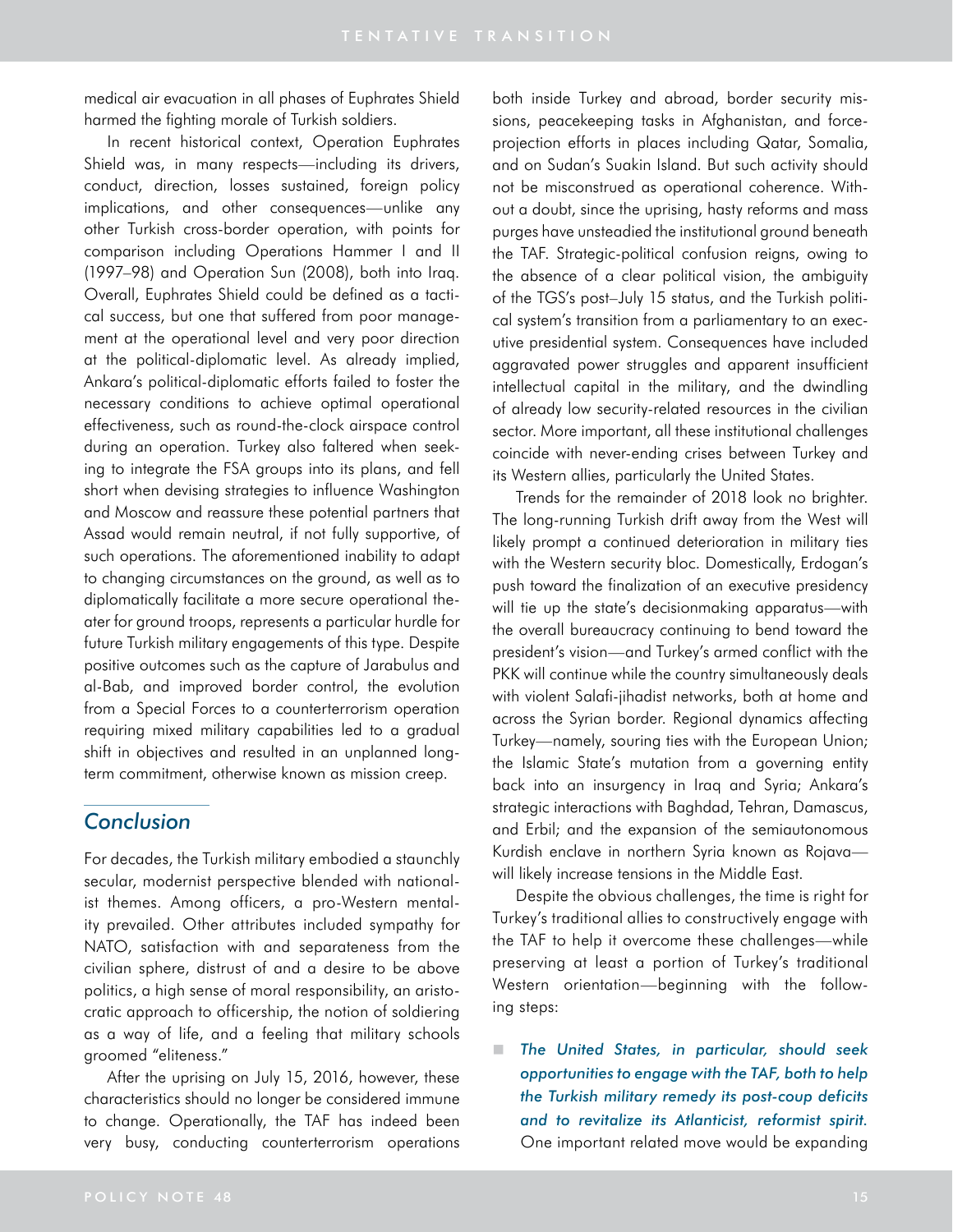medical air evacuation in all phases of Euphrates Shield harmed the fighting morale of Turkish soldiers.

In recent historical context, Operation Euphrates Shield was, in many respects—including its drivers, conduct, direction, losses sustained, foreign policy implications, and other consequences—unlike any other Turkish cross-border operation, with points for comparison including Operations Hammer I and II (1997–98) and Operation Sun (2008), both into Iraq. Overall, Euphrates Shield could be defined as a tactical success, but one that suffered from poor management at the operational level and very poor direction at the political-diplomatic level. As already implied, Ankara's political-diplomatic efforts failed to foster the necessary conditions to achieve optimal operational effectiveness, such as round-the-clock airspace control during an operation. Turkey also faltered when seeking to integrate the FSA groups into its plans, and fell short when devising strategies to influence Washington and Moscow and reassure these potential partners that Assad would remain neutral, if not fully supportive, of such operations. The aforementioned inability to adapt to changing circumstances on the ground, as well as to diplomatically facilitate a more secure operational theater for ground troops, represents a particular hurdle for future Turkish military engagements of this type. Despite positive outcomes such as the capture of Jarabulus and al-Bab, and improved border control, the evolution from a Special Forces to a counterterrorism operation requiring mixed military capabilities led to a gradual shift in objectives and resulted in an unplanned long-term commitment, otherwise known as mission creep.

## Conclusion

For decades, the Turkish military embodied a staunchly secular, modernist perspective blended with nationalist themes. Among officers, a pro-Western mentality prevailed. Other attributes included sympathy for NATO, satisfaction with and separateness from the civilian sphere, distrust of and a desire to be above politics, a high sense of moral responsibility, an aristocratic approach to officership, the notion of soldiering as a way of life, and a feeling that military schools groomed "eliteness."

After the uprising on July 15, 2016, however, these characteristics should no longer be considered immune to change. Operationally, the TAF has indeed been very busy, conducting counterterrorism operations both inside Turkey and abroad, border security missions, peacekeeping tasks in Afghanistan, and force-projection efforts in places including Qatar, Somalia, and on Sudan's Suakin Island. But such activity should not be misconstrued as operational coherence. Without a doubt, since the uprising, hasty reforms and mass purges have unsteadied the institutional ground beneath the TAF. Strategic-political confusion reigns, owing to the absence of a clear political vision, the ambiguity of the TGS's post–July 15 status, and the Turkish political system's transition from a parliamentary to an executive presidential system. Consequences have included aggravated power struggles and apparent insufficient intellectual capital in the military, and the dwindling of already low security-related resources in the civilian sector. More important, all these institutional challenges coincide with never-ending crises between Turkey and its Western allies, particularly the United States.

Trends for the remainder of 2018 look no brighter. The long-running Turkish drift away from the West will likely prompt a continued deterioration in military ties with the Western security bloc. Domestically, Erdogan's push toward the finalization of an executive presidency will tie up the state's decisionmaking apparatus—with the overall bureaucracy continuing to bend toward the president's vision—and Turkey's armed conflict with the PKK will continue while the country simultaneously deals with violent Salafi-jihadist networks, both at home and across the Syrian border. Regional dynamics affecting Turkey—namely, souring ties with the European Union; the Islamic State's mutation from a governing entity back into an insurgency in Iraq and Syria; Ankara's strategic interactions with Baghdad, Tehran, Damascus, and Erbil; and the expansion of the semiautonomous Kurdish enclave in northern Syria known as Rojava—will likely increase tensions in the Middle East.

Despite the obvious challenges, the time is right for Turkey's traditional allies to constructively engage with the TAF to help it overcome these challenges—while preserving at least a portion of Turkey's traditional Western orientation—beginning with the following steps:

- *The United States, in particular, should seek opportunities to engage with the TAF, both to help the Turkish military remedy its post-coup deficits and to revitalize its Atlanticist, reformist spirit.* One important related move would be expanding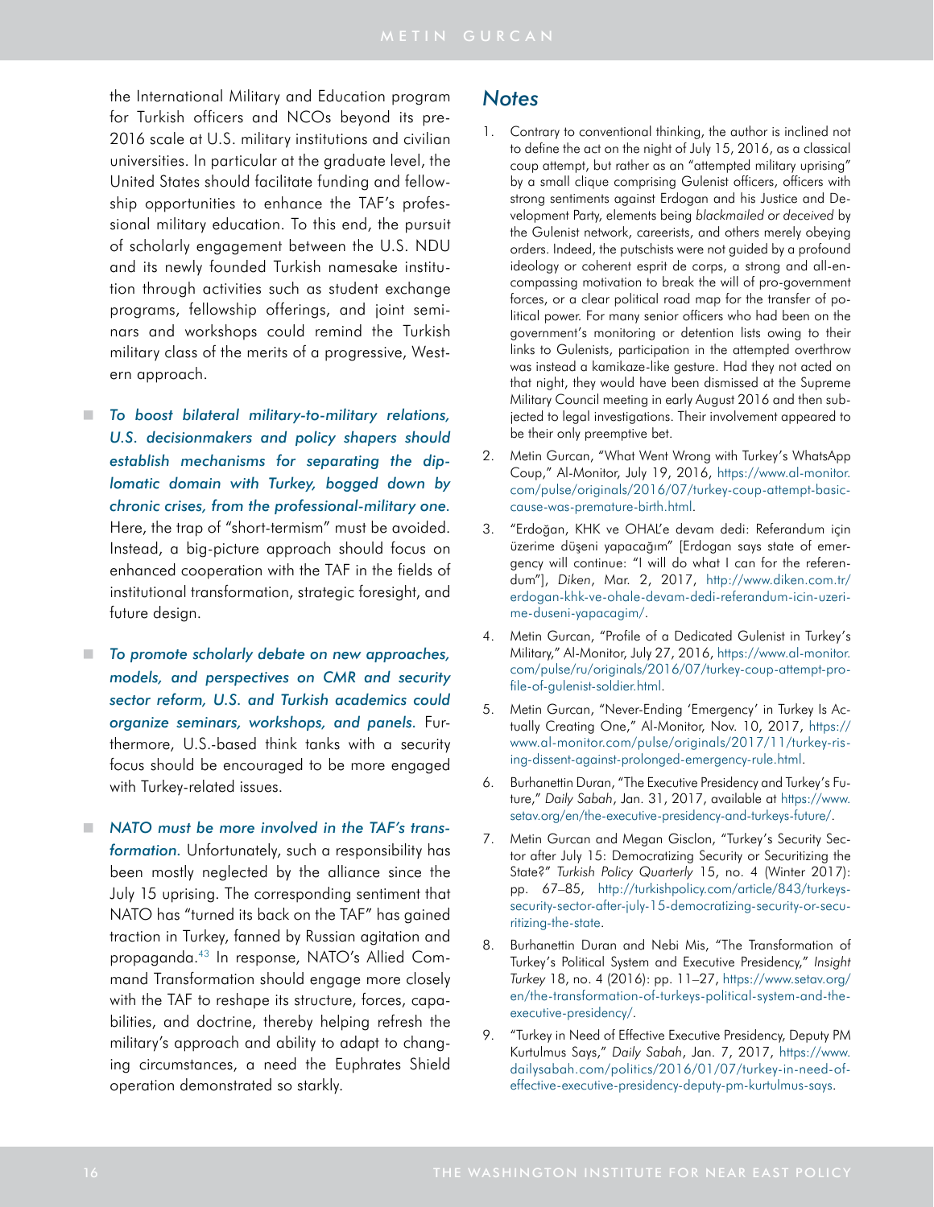the International Military and Education program for Turkish officers and NCOs beyond its pre-2016 scale at U.S. military institutions and civilian universities. In particular at the graduate level, the United States should facilitate funding and fellowship opportunities to enhance the TAF's professional military education. To this end, the pursuit of scholarly engagement between the U.S. NDU and its newly founded Turkish namesake institution through activities such as student exchange programs, fellowship offerings, and joint seminars and workshops could remind the Turkish military class of the merits of a progressive, Western approach.

- *To boost bilateral military-to-military relations, U.S. decisionmakers and policy shapers should establish mechanisms for separating the diplomatic domain with Turkey, bogged down by chronic crises, from the professional-military one.* Here, the trap of "short-termism" must be avoided. Instead, a big-picture approach should focus on enhanced cooperation with the TAF in the fields of institutional transformation, strategic foresight, and future design.

- *To promote scholarly debate on new approaches, models, and perspectives on CMR and security sector reform, U.S. and Turkish academics could organize seminars, workshops, and panels.* Furthermore, U.S.-based think tanks with a security focus should be encouraged to be more engaged with Turkey-related issues.

- *NATO must be more involved in the TAF's transformation.* Unfortunately, such a responsibility has been mostly neglected by the alliance since the July 15 uprising. The corresponding sentiment that NATO has "turned its back on the TAF" has gained traction in Turkey, fanned by Russian agitation and propaganda.[43] In response, NATO's Allied Command Transformation should engage more closely with the TAF to reshape its structure, forces, capabilities, and doctrine, thereby helping refresh the military's approach and ability to adapt to changing circumstances, a need the Euphrates Shield operation demonstrated so starkly.

## Notes

1. Contrary to conventional thinking, the author is inclined not to define the act on the night of July 15, 2016, as a classical coup attempt, but rather as an "attempted military uprising" by a small clique comprising Gulenist officers, officers with strong sentiments against Erdogan and his Justice and Development Party, elements being *blackmailed or deceived* by the Gulenist network, careerists, and others merely obeying orders. Indeed, the putschists were not guided by a profound ideology or coherent esprit de corps, a strong and all-encompassing motivation to break the will of pro-government forces, or a clear political road map for the transfer of political power. For many senior officers who had been on the government's monitoring or detention lists owing to their links to Gulenists, participation in the attempted overthrow was instead a kamikaze-like gesture. Had they not acted on that night, they would have been dismissed at the Supreme Military Council meeting in early August 2016 and then subjected to legal investigations. Their involvement appeared to be their only preemptive bet.
2. Metin Gurcan, "What Went Wrong with Turkey's WhatsApp Coup," Al-Monitor, July 19, 2016, https://www.al-monitor.com/pulse/originals/2016/07/turkey-coup-attempt-basic-cause-was-premature-birth.html.
3. "Erdoğan, KHK ve OHAL'e devam dedi: Referandum için üzerime düşeni yapacağım" [Erdogan says state of emergency will continue: "I will do what I can for the referendum"], *Diken*, Mar. 2, 2017, http://www.diken.com.tr/erdogan-khk-ve-ohale-devam-dedi-referandum-icin-uzerime-duseni-yapacagim/.
4. Metin Gurcan, "Profile of a Dedicated Gulenist in Turkey's Military," Al-Monitor, July 27, 2016, https://www.al-monitor.com/pulse/ru/originals/2016/07/turkey-coup-attempt-profile-of-gulenist-soldier.html.
5. Metin Gurcan, "Never-Ending 'Emergency' in Turkey Is Actually Creating One," Al-Monitor, Nov. 10, 2017, https://www.al-monitor.com/pulse/originals/2017/11/turkey-rising-dissent-against-prolonged-emergency-rule.html.
6. Burhanettin Duran, "The Executive Presidency and Turkey's Future," *Daily Sabah*, Jan. 31, 2017, available at https://www.setav.org/en/the-executive-presidency-and-turkeys-future/.
7. Metin Gurcan and Megan Gisclon, "Turkey's Security Sector after July 15: Democratizing Security or Securitizing the State?" *Turkish Policy Quarterly* 15, no. 4 (Winter 2017): pp. 67–85, http://turkishpolicy.com/article/843/turkeys-security-sector-after-july-15-democratizing-security-or-securitizing-the-state.
8. Burhanettin Duran and Nebi Mis, "The Transformation of Turkey's Political System and Executive Presidency," *Insight Turkey* 18, no. 4 (2016): pp. 11–27, https://www.setav.org/en/the-transformation-of-turkeys-political-system-and-the-executive-presidency/.
9. "Turkey in Need of Effective Executive Presidency, Deputy PM Kurtulmus Says," *Daily Sabah*, Jan. 7, 2017, https://www.dailysabah.com/politics/2016/01/07/turkey-in-need-of-effective-executive-presidency-deputy-pm-kurtulmus-says.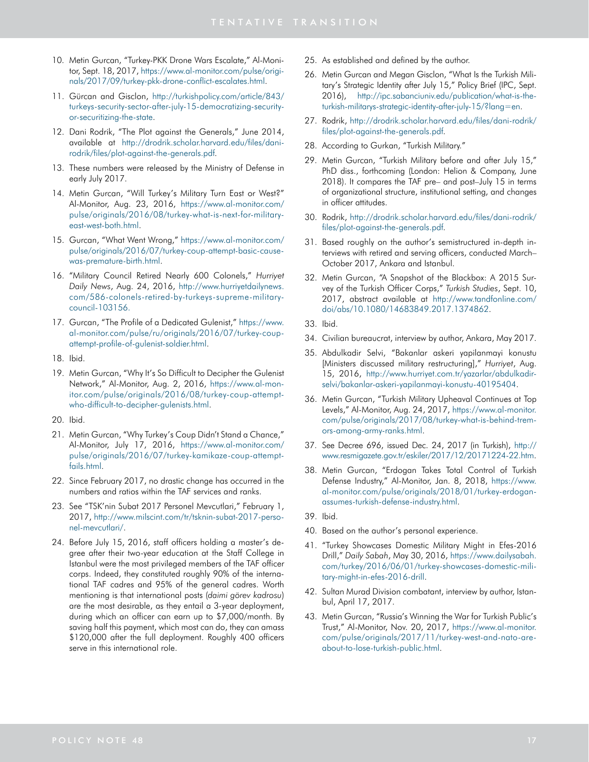10. Metin Gurcan, "Turkey-PKK Drone Wars Escalate," Al-Monitor, Sept. 18, 2017, https://www.al-monitor.com/pulse/originals/2017/09/turkey-pkk-drone-conflict-escalates.html.
11. Gürcan and Gisclon, http://turkishpolicy.com/article/843/turkeys-security-sector-after-july-15-democratizing-security-or-securitizing-the-state.
12. Dani Rodrik, "The Plot against the Generals," June 2014, available at http://drodrik.scholar.harvard.edu/files/dani-rodrik/files/plot-against-the-generals.pdf.
13. These numbers were released by the Ministry of Defense in early July 2017.
14. Metin Gurcan, "Will Turkey's Military Turn East or West?" Al-Monitor, Aug. 23, 2016, https://www.al-monitor.com/pulse/originals/2016/08/turkey-what-is-next-for-military-east-west-both.html.
15. Gurcan, "What Went Wrong," https://www.al-monitor.com/pulse/originals/2016/07/turkey-coup-attempt-basic-cause-was-premature-birth.html.
16. "Military Council Retired Nearly 600 Colonels," *Hurriyet Daily News*, Aug. 24, 2016, http://www.hurriyetdailynews.com/586-colonels-retired-by-turkeys-supreme-military-council-103156.
17. Gurcan, "The Profile of a Dedicated Gulenist," https://www.al-monitor.com/pulse/ru/originals/2016/07/turkey-coup-attempt-profile-of-gulenist-soldier.html.
18. Ibid.
19. Metin Gurcan, "Why It's So Difficult to Decipher the Gulenist Network," Al-Monitor, Aug. 2, 2016, https://www.al-monitor.com/pulse/originals/2016/08/turkey-coup-attempt-who-difficult-to-decipher-gulenists.html.
20. Ibid.
21. Metin Gurcan, "Why Turkey's Coup Didn't Stand a Chance," Al-Monitor, July 17, 2016, https://www.al-monitor.com/pulse/originals/2016/07/turkey-kamikaze-coup-attempt-fails.html.
22. Since February 2017, no drastic change has occurred in the numbers and ratios within the TAF services and ranks.
23. See "TSK'nin Subat 2017 Personel Mevcutlari," February 1, 2017, http://www.milscint.com/tr/tsknin-subat-2017-personel-mevcutlari/.
24. Before July 15, 2016, staff officers holding a master's degree after their two-year education at the Staff College in Istanbul were the most privileged members of the TAF officer corps. Indeed, they constituted roughly 90% of the international TAF cadres and 95% of the general cadres. Worth mentioning is that international posts (*daimi görev kadrosu*) are the most desirable, as they entail a 3-year deployment, during which an officer can earn up to $7,000/month. By saving half this payment, which most can do, they can amass $120,000 after the full deployment. Roughly 400 officers serve in this international role.
25. As established and defined by the author.
26. Metin Gurcan and Megan Gisclon, "What Is the Turkish Military's Strategic Identity after July 15," Policy Brief (IPC, Sept. 2016), http://ipc.sabanciuniv.edu/publication/what-is-the-turkish-militarys-strategic-identity-after-july-15/?lang=en.
27. Rodrik, http://drodrik.scholar.harvard.edu/files/dani-rodrik/files/plot-against-the-generals.pdf.
28. According to Gurkan, "Turkish Military."
29. Metin Gurcan, "Turkish Military before and after July 15," PhD diss., forthcoming (London: Helion & Company, June 2018). It compares the TAF pre– and post–July 15 in terms of organizational structure, institutional setting, and changes in officer attitudes.
30. Rodrik, http://drodrik.scholar.harvard.edu/files/dani-rodrik/files/plot-against-the-generals.pdf.
31. Based roughly on the author's semistructured in-depth interviews with retired and serving officers, conducted March–October 2017, Ankara and Istanbul.
32. Metin Gurcan, "A Snapshot of the Blackbox: A 2015 Survey of the Turkish Officer Corps," *Turkish Studies*, Sept. 10, 2017, abstract available at http://www.tandfonline.com/doi/abs/10.1080/14683849.2017.1374862.
33. Ibid.
34. Civilian bureaucrat, interview by author, Ankara, May 2017.
35. Abdulkadir Selvi, "Bakanlar askeri yapilanmayi konustu [Ministers discussed military restructuring]," *Hurriyet*, Aug. 15, 2016, http://www.hurriyet.com.tr/yazarlar/abdulkadir-selvi/bakanlar-askeri-yapilanmayi-konustu-40195404.
36. Metin Gurcan, "Turkish Military Upheaval Continues at Top Levels," Al-Monitor, Aug. 24, 2017, https://www.al-monitor.com/pulse/originals/2017/08/turkey-what-is-behind-tremors-among-army-ranks.html.
37. See Decree 696, issued Dec. 24, 2017 (in Turkish), http://www.resmigazete.gov.tr/eskiler/2017/12/20171224-22.htm.
38. Metin Gurcan, "Erdogan Takes Total Control of Turkish Defense Industry," Al-Monitor, Jan. 8, 2018, https://www.al-monitor.com/pulse/originals/2018/01/turkey-erdogan-assumes-turkish-defense-industry.html.
39. Ibid.
40. Based on the author's personal experience.
41. "Turkey Showcases Domestic Military Might in Efes-2016 Drill," *Daily Sabah*, May 30, 2016, https://www.dailysabah.com/turkey/2016/06/01/turkey-showcases-domestic-military-might-in-efes-2016-drill.
42. Sultan Murad Division combatant, interview by author, Istanbul, April 17, 2017.
43. Metin Gurcan, "Russia's Winning the War for Turkish Public's Trust," Al-Monitor, Nov. 20, 2017, https://www.al-monitor.com/pulse/originals/2017/11/turkey-west-and-nato-are-about-to-lose-turkish-public.html.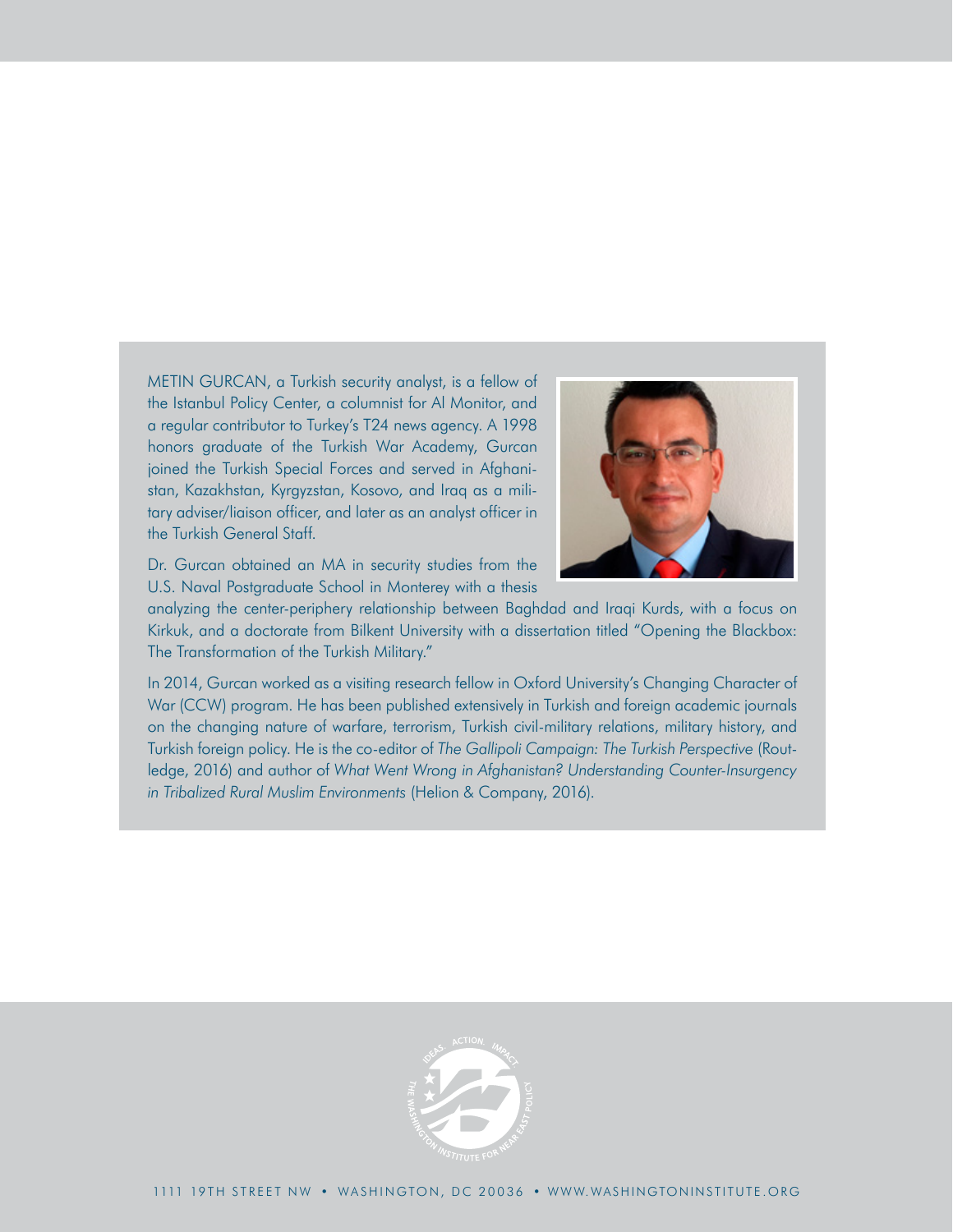METIN GURCAN, a Turkish security analyst, is a fellow of the Istanbul Policy Center, a columnist for Al Monitor, and a regular contributor to Turkey's T24 news agency. A 1998 honors graduate of the Turkish War Academy, Gurcan joined the Turkish Special Forces and served in Afghanistan, Kazakhstan, Kyrgyzstan, Kosovo, and Iraq as a military adviser/liaison officer, and later as an analyst officer in the Turkish General Staff.

Dr. Gurcan obtained an MA in security studies from the U.S. Naval Postgraduate School in Monterey with a thesis analyzing the center-periphery relationship between Baghdad and Iraqi Kurds, with a focus on Kirkuk, and a doctorate from Bilkent University with a dissertation titled "Opening the Blackbox: The Transformation of the Turkish Military."

In 2014, Gurcan worked as a visiting research fellow in Oxford University's Changing Character of War (CCW) program. He has been published extensively in Turkish and foreign academic journals on the changing nature of warfare, terrorism, Turkish civil-military relations, military history, and Turkish foreign policy. He is the co-editor of *The Gallipoli Campaign: The Turkish Perspective* (Routledge, 2016) and author of *What Went Wrong in Afghanistan? Understanding Counter-Insurgency in Tribalized Rural Muslim Environments* (Helion & Company, 2016).

IDEAS. ACTION. IMPACT

THE WASHINGTON INSTITUTE FOR NEAR EAST POLICY

1111 19TH STREET NW • WASHINGTON, DC 20036 • WWW.WASHINGTONINSTITUTE.ORG